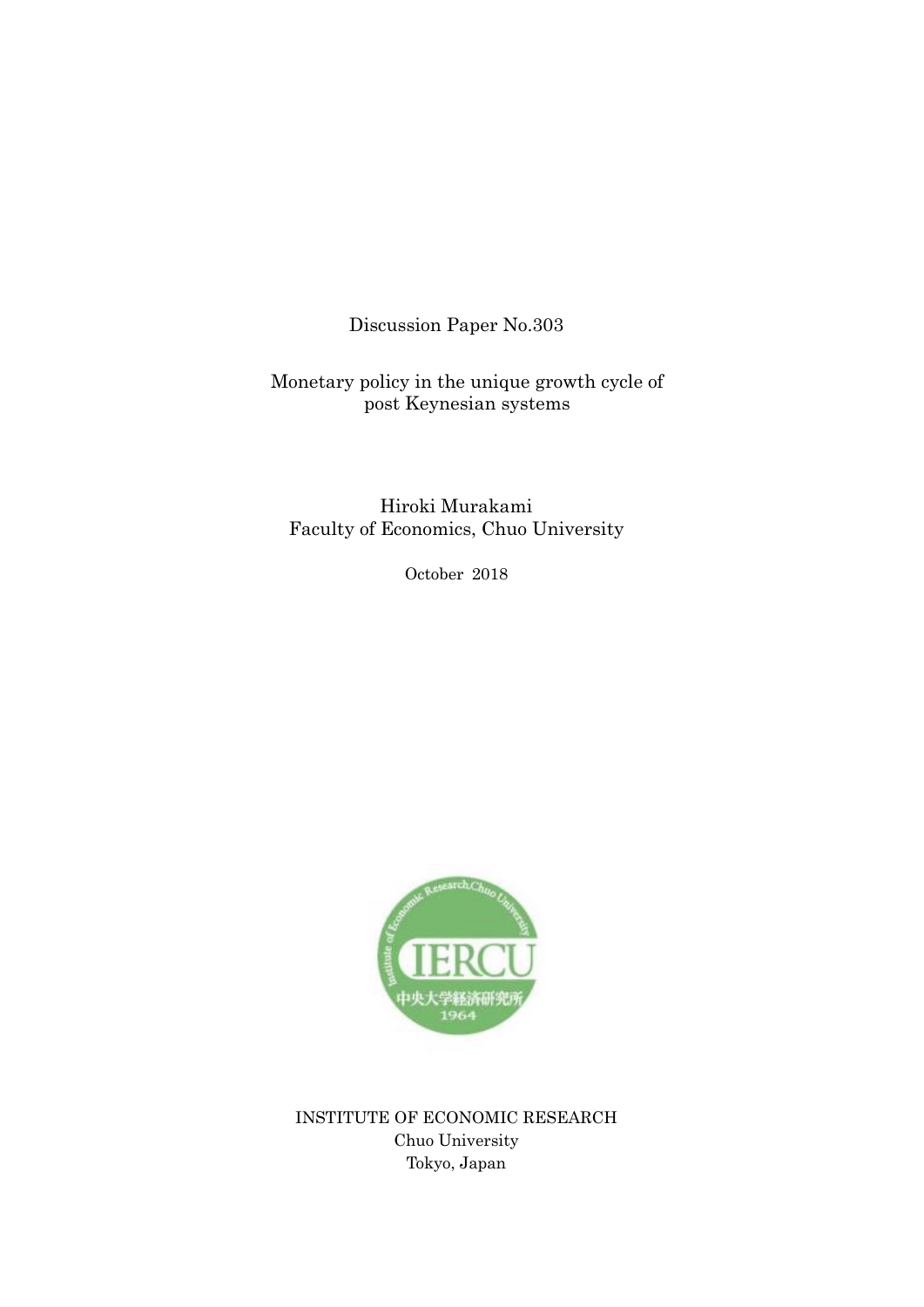Discussion Paper No.303

# Monetary policy in the unique growth cycle of post Keynesian systems

Hiroki Murakami
Faculty of Economics, Chuo University

October 2018

INSTITUTE OF ECONOMIC RESEARCH
Chuo University
Tokyo, Japan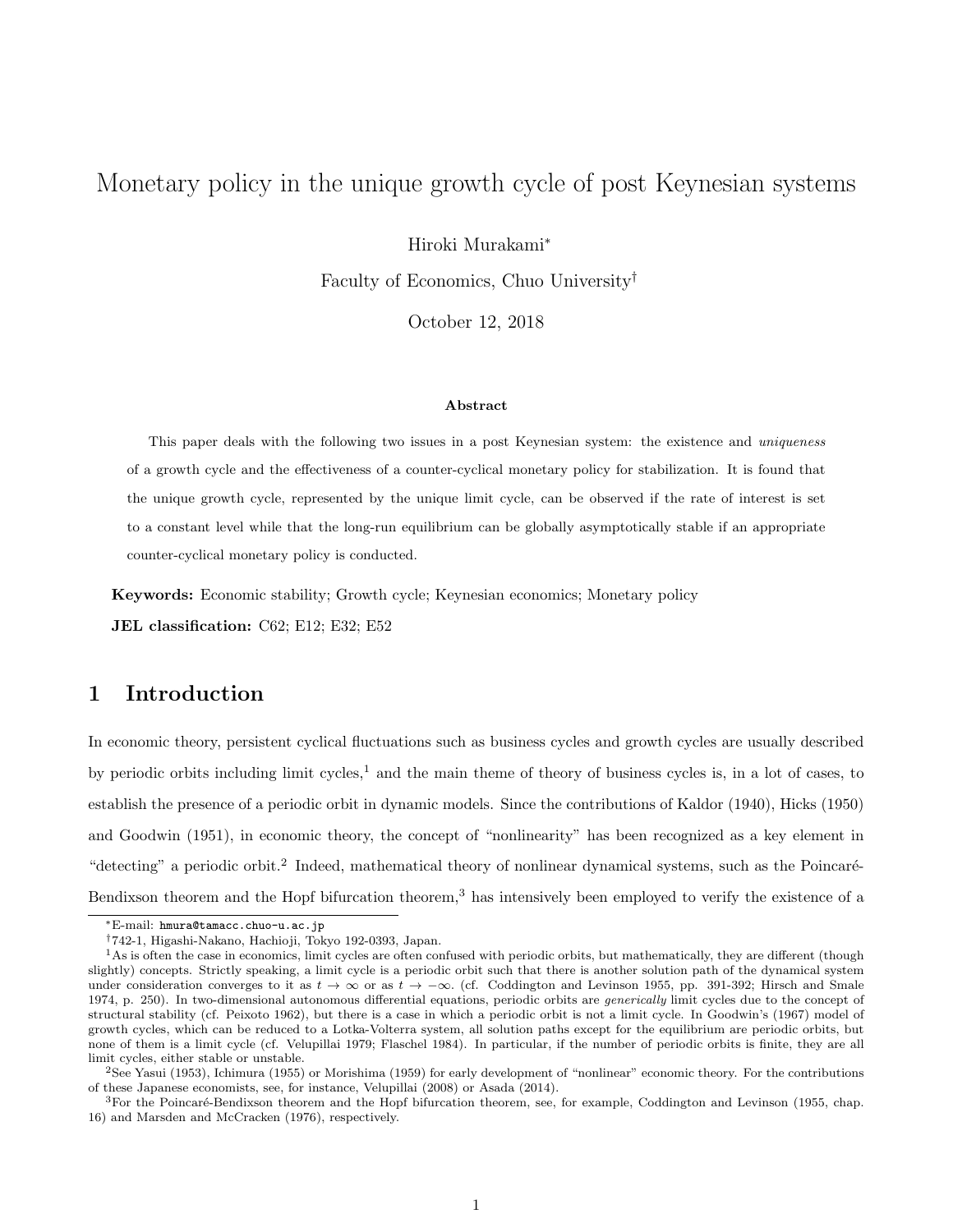# Monetary policy in the unique growth cycle of post Keynesian systems

Hiroki Murakami*

Faculty of Economics, Chuo University†

October 12, 2018

**Abstract**

This paper deals with the following two issues in a post Keynesian system: the existence and *uniqueness* of a growth cycle and the effectiveness of a counter-cyclical monetary policy for stabilization. It is found that the unique growth cycle, represented by the unique limit cycle, can be observed if the rate of interest is set to a constant level while that the long-run equilibrium can be globally asymptotically stable if an appropriate counter-cyclical monetary policy is conducted.

**Keywords:** Economic stability; Growth cycle; Keynesian economics; Monetary policy

**JEL classification:** C62; E12; E32; E52

## 1 Introduction

In economic theory, persistent cyclical fluctuations such as business cycles and growth cycles are usually described by periodic orbits including limit cycles,[1] and the main theme of theory of business cycles is, in a lot of cases, to establish the presence of a periodic orbit in dynamic models. Since the contributions of Kaldor (1940), Hicks (1950) and Goodwin (1951), in economic theory, the concept of "nonlinearity" has been recognized as a key element in "detecting" a periodic orbit.[2] Indeed, mathematical theory of nonlinear dynamical systems, such as the Poincaré-Bendixson theorem and the Hopf bifurcation theorem,[3] has intensively been employed to verify the existence of a

---

*E-mail: hmura@tamacc.chuo-u.ac.jp

†742-1, Higashi-Nakano, Hachioji, Tokyo 192-0393, Japan.

[1]As is often the case in economics, limit cycles are often confused with periodic orbits, but mathematically, they are different (though slightly) concepts. Strictly speaking, a limit cycle is a periodic orbit such that there is another solution path of the dynamical system under consideration converges to it as $t \to \infty$ or as $t \to -\infty$. (cf. Coddington and Levinson 1955, pp. 391-392; Hirsch and Smale 1974, p. 250). In two-dimensional autonomous differential equations, periodic orbits are *generically* limit cycles due to the concept of structural stability (cf. Peixoto 1962), but there is a case in which a periodic orbit is not a limit cycle. In Goodwin's (1967) model of growth cycles, which can be reduced to a Lotka-Volterra system, all solution paths except for the equilibrium are periodic orbits, but none of them is a limit cycle (cf. Velupillai 1979; Flaschel 1984). In particular, if the number of periodic orbits is finite, they are all limit cycles, either stable or unstable.

[2]See Yasui (1953), Ichimura (1955) or Morishima (1959) for early development of "nonlinear" economic theory. For the contributions of these Japanese economists, see, for instance, Velupillai (2008) or Asada (2014).

[3]For the Poincaré-Bendixson theorem and the Hopf bifurcation theorem, see, for example, Coddington and Levinson (1955, chap. 16) and Marsden and McCracken (1976), respectively.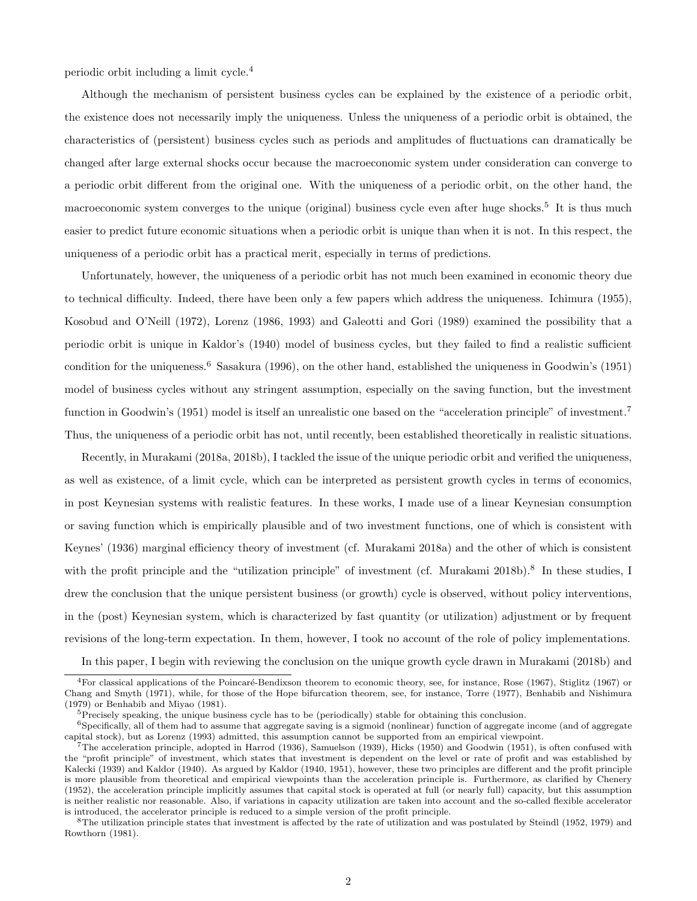periodic orbit including a limit cycle.[4]

Although the mechanism of persistent business cycles can be explained by the existence of a periodic orbit, the existence does not necessarily imply the uniqueness. Unless the uniqueness of a periodic orbit is obtained, the characteristics of (persistent) business cycles such as periods and amplitudes of fluctuations can dramatically be changed after large external shocks occur because the macroeconomic system under consideration can converge to a periodic orbit different from the original one. With the uniqueness of a periodic orbit, on the other hand, the macroeconomic system converges to the unique (original) business cycle even after huge shocks.[5] It is thus much easier to predict future economic situations when a periodic orbit is unique than when it is not. In this respect, the uniqueness of a periodic orbit has a practical merit, especially in terms of predictions.

Unfortunately, however, the uniqueness of a periodic orbit has not much been examined in economic theory due to technical difficulty. Indeed, there have been only a few papers which address the uniqueness. Ichimura (1955), Kosobud and O'Neill (1972), Lorenz (1986, 1993) and Galeotti and Gori (1989) examined the possibility that a periodic orbit is unique in Kaldor's (1940) model of business cycles, but they failed to find a realistic sufficient condition for the uniqueness.[6] Sasakura (1996), on the other hand, established the uniqueness in Goodwin's (1951) model of business cycles without any stringent assumption, especially on the saving function, but the investment function in Goodwin's (1951) model is itself an unrealistic one based on the "acceleration principle" of investment.[7] Thus, the uniqueness of a periodic orbit has not, until recently, been established theoretically in realistic situations.

Recently, in Murakami (2018a, 2018b), I tackled the issue of the unique periodic orbit and verified the uniqueness, as well as existence, of a limit cycle, which can be interpreted as persistent growth cycles in terms of economics, in post Keynesian systems with realistic features. In these works, I made use of a linear Keynesian consumption or saving function which is empirically plausible and of two investment functions, one of which is consistent with Keynes' (1936) marginal efficiency theory of investment (cf. Murakami 2018a) and the other of which is consistent with the profit principle and the "utilization principle" of investment (cf. Murakami 2018b).[8] In these studies, I drew the conclusion that the unique persistent business (or growth) cycle is observed, without policy interventions, in the (post) Keynesian system, which is characterized by fast quantity (or utilization) adjustment or by frequent revisions of the long-term expectation. In them, however, I took no account of the role of policy implementations.

In this paper, I begin with reviewing the conclusion on the unique growth cycle drawn in Murakami (2018b) and

[4] For classical applications of the Poincaré-Bendixson theorem to economic theory, see, for instance, Rose (1967), Stiglitz (1967) or Chang and Smyth (1971), while, for those of the Hope bifurcation theorem, see, for instance, Torre (1977), Benhabib and Nishimura (1979) or Benhabib and Miyao (1981).

[5] Precisely speaking, the unique business cycle has to be (periodically) stable for obtaining this conclusion.

[6] Specifically, all of them had to assume that aggregate saving is a sigmoid (nonlinear) function of aggregate income (and of aggregate capital stock), but as Lorenz (1993) admitted, this assumption cannot be supported from an empirical viewpoint.

[7] The acceleration principle, adopted in Harrod (1936), Samuelson (1939), Hicks (1950) and Goodwin (1951), is often confused with the "profit principle" of investment, which states that investment is dependent on the level or rate of profit and was established by Kalecki (1939) and Kaldor (1940). As argued by Kaldor (1940, 1951), however, these two principles are different and the profit principle is more plausible from theoretical and empirical viewpoints than the acceleration principle is. Furthermore, as clarified by Chenery (1952), the acceleration principle implicitly assumes that capital stock is operated at full (or nearly full) capacity, but this assumption is neither realistic nor reasonable. Also, if variations in capacity utilization are taken into account and the so-called flexible accelerator is introduced, the accelerator principle is reduced to a simple version of the profit principle.

[8] The utilization principle states that investment is affected by the rate of utilization and was postulated by Steindl (1952, 1979) and Rowthorn (1981).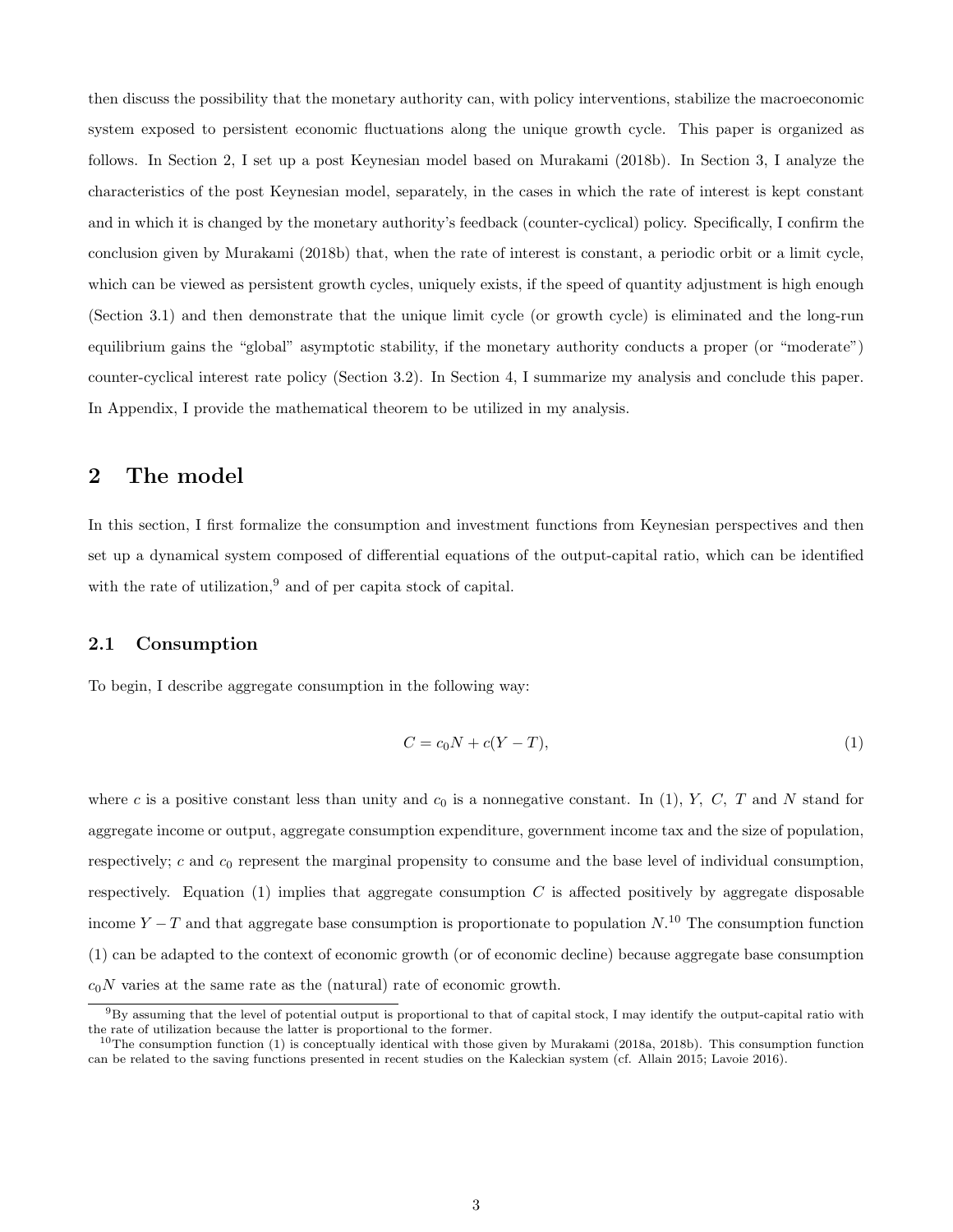then discuss the possibility that the monetary authority can, with policy interventions, stabilize the macroeconomic system exposed to persistent economic fluctuations along the unique growth cycle. This paper is organized as follows. In Section 2, I set up a post Keynesian model based on Murakami (2018b). In Section 3, I analyze the characteristics of the post Keynesian model, separately, in the cases in which the rate of interest is kept constant and in which it is changed by the monetary authority's feedback (counter-cyclical) policy. Specifically, I confirm the conclusion given by Murakami (2018b) that, when the rate of interest is constant, a periodic orbit or a limit cycle, which can be viewed as persistent growth cycles, uniquely exists, if the speed of quantity adjustment is high enough (Section 3.1) and then demonstrate that the unique limit cycle (or growth cycle) is eliminated and the long-run equilibrium gains the "global" asymptotic stability, if the monetary authority conducts a proper (or "moderate") counter-cyclical interest rate policy (Section 3.2). In Section 4, I summarize my analysis and conclude this paper. In Appendix, I provide the mathematical theorem to be utilized in my analysis.

## 2 The model

In this section, I first formalize the consumption and investment functions from Keynesian perspectives and then set up a dynamical system composed of differential equations of the output-capital ratio, which can be identified with the rate of utilization,[9] and of per capita stock of capital.

### 2.1 Consumption

To begin, I describe aggregate consumption in the following way:

$$C = c_0 N + c(Y - T), \tag{1}$$

where $c$ is a positive constant less than unity and $c_0$ is a nonnegative constant. In (1), $Y$, $C$, $T$ and $N$ stand for aggregate income or output, aggregate consumption expenditure, government income tax and the size of population, respectively; $c$ and $c_0$ represent the marginal propensity to consume and the base level of individual consumption, respectively. Equation (1) implies that aggregate consumption $C$ is affected positively by aggregate disposable income $Y - T$ and that aggregate base consumption is proportionate to population $N$.[10] The consumption function (1) can be adapted to the context of economic growth (or of economic decline) because aggregate base consumption $c_0 N$ varies at the same rate as the (natural) rate of economic growth.

[9] By assuming that the level of potential output is proportional to that of capital stock, I may identify the output-capital ratio with the rate of utilization because the latter is proportional to the former.

[10] The consumption function (1) is conceptually identical with those given by Murakami (2018a, 2018b). This consumption function can be related to the saving functions presented in recent studies on the Kaleckian system (cf. Allain 2015; Lavoie 2016).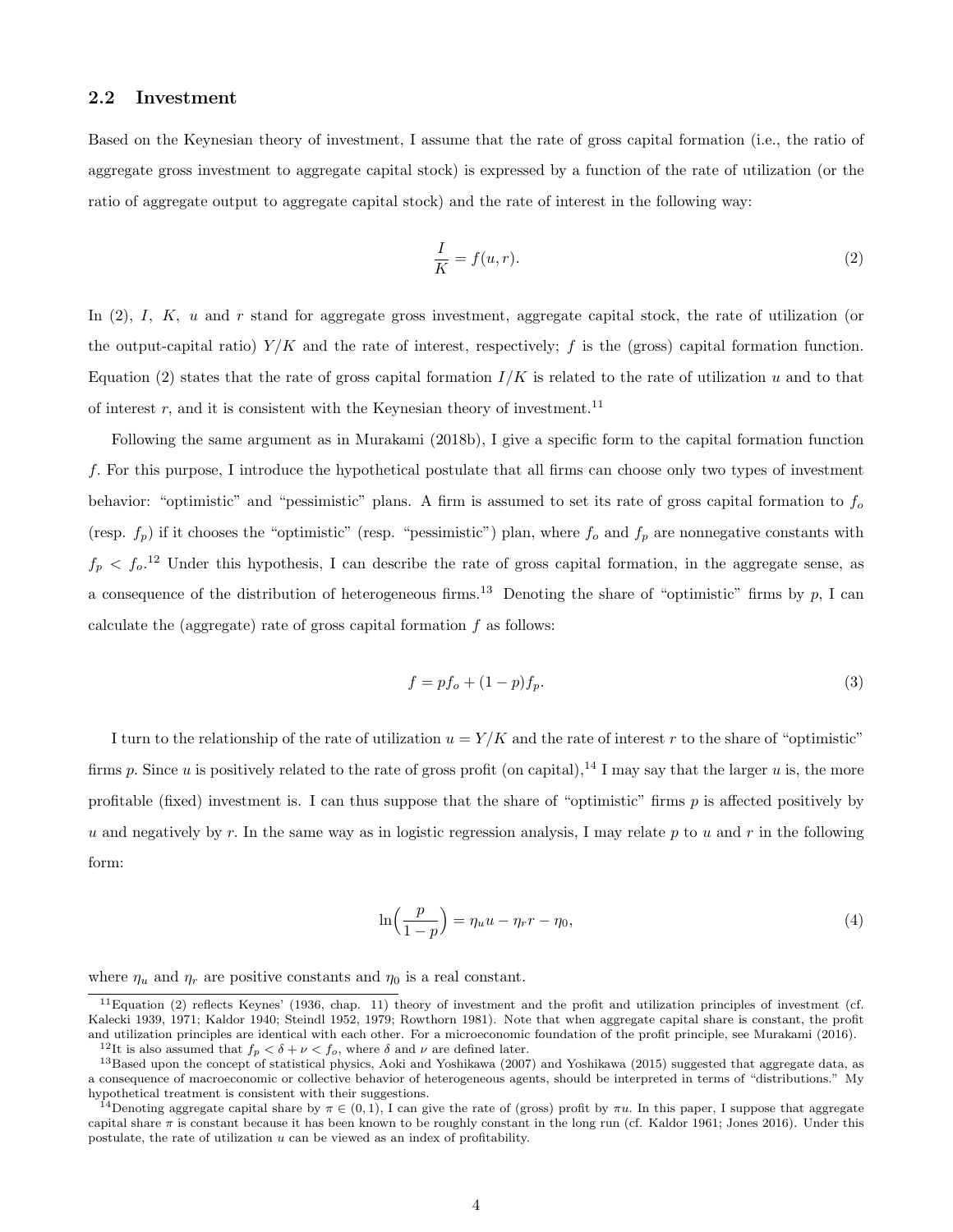## 2.2 Investment

Based on the Keynesian theory of investment, I assume that the rate of gross capital formation (i.e., the ratio of aggregate gross investment to aggregate capital stock) is expressed by a function of the rate of utilization (or the ratio of aggregate output to aggregate capital stock) and the rate of interest in the following way:

$$\frac{I}{K} = f(u, r). \tag{2}$$

In (2), $I$, $K$, $u$ and $r$ stand for aggregate gross investment, aggregate capital stock, the rate of utilization (or the output-capital ratio) $Y/K$ and the rate of interest, respectively; $f$ is the (gross) capital formation function. Equation (2) states that the rate of gross capital formation $I/K$ is related to the rate of utilization $u$ and to that of interest $r$, and it is consistent with the Keynesian theory of investment.[11]

Following the same argument as in Murakami (2018b), I give a specific form to the capital formation function $f$. For this purpose, I introduce the hypothetical postulate that all firms can choose only two types of investment behavior: "optimistic" and "pessimistic" plans. A firm is assumed to set its rate of gross capital formation to $f_o$ (resp. $f_p$) if it chooses the "optimistic" (resp. "pessimistic") plan, where $f_o$ and $f_p$ are nonnegative constants with $f_p < f_o$.[12] Under this hypothesis, I can describe the rate of gross capital formation, in the aggregate sense, as a consequence of the distribution of heterogeneous firms.[13] Denoting the share of "optimistic" firms by $p$, I can calculate the (aggregate) rate of gross capital formation $f$ as follows:

$$f = pf_o + (1-p)f_p. \tag{3}$$

I turn to the relationship of the rate of utilization $u = Y/K$ and the rate of interest $r$ to the share of "optimistic" firms $p$. Since $u$ is positively related to the rate of gross profit (on capital),[14] I may say that the larger $u$ is, the more profitable (fixed) investment is. I can thus suppose that the share of "optimistic" firms $p$ is affected positively by $u$ and negatively by $r$. In the same way as in logistic regression analysis, I may relate $p$ to $u$ and $r$ in the following form:

$$\ln\Big(\frac{p}{1-p}\Big) = \eta_u u - \eta_r r - \eta_0, \tag{4}$$

where $\eta_u$ and $\eta_r$ are positive constants and $\eta_0$ is a real constant.

---

[11] Equation (2) reflects Keynes' (1936, chap. 11) theory of investment and the profit and utilization principles of investment (cf. Kalecki 1939, 1971; Kaldor 1940; Steindl 1952, 1979; Rowthorn 1981). Note that when aggregate capital share is constant, the profit and utilization principles are identical with each other. For a microeconomic foundation of the profit principle, see Murakami (2016).

[12] It is also assumed that $f_p < \delta + \nu < f_o$, where $\delta$ and $\nu$ are defined later.

[13] Based upon the concept of statistical physics, Aoki and Yoshikawa (2007) and Yoshikawa (2015) suggested that aggregate data, as a consequence of macroeconomic or collective behavior of heterogeneous agents, should be interpreted in terms of "distributions." My hypothetical treatment is consistent with their suggestions.

[14] Denoting aggregate capital share by $\pi \in (0, 1)$, I can give the rate of (gross) profit by $\pi u$. In this paper, I suppose that aggregate capital share $\pi$ is constant because it has been known to be roughly constant in the long run (cf. Kaldor 1961; Jones 2016). Under this postulate, the rate of utilization $u$ can be viewed as an index of profitability.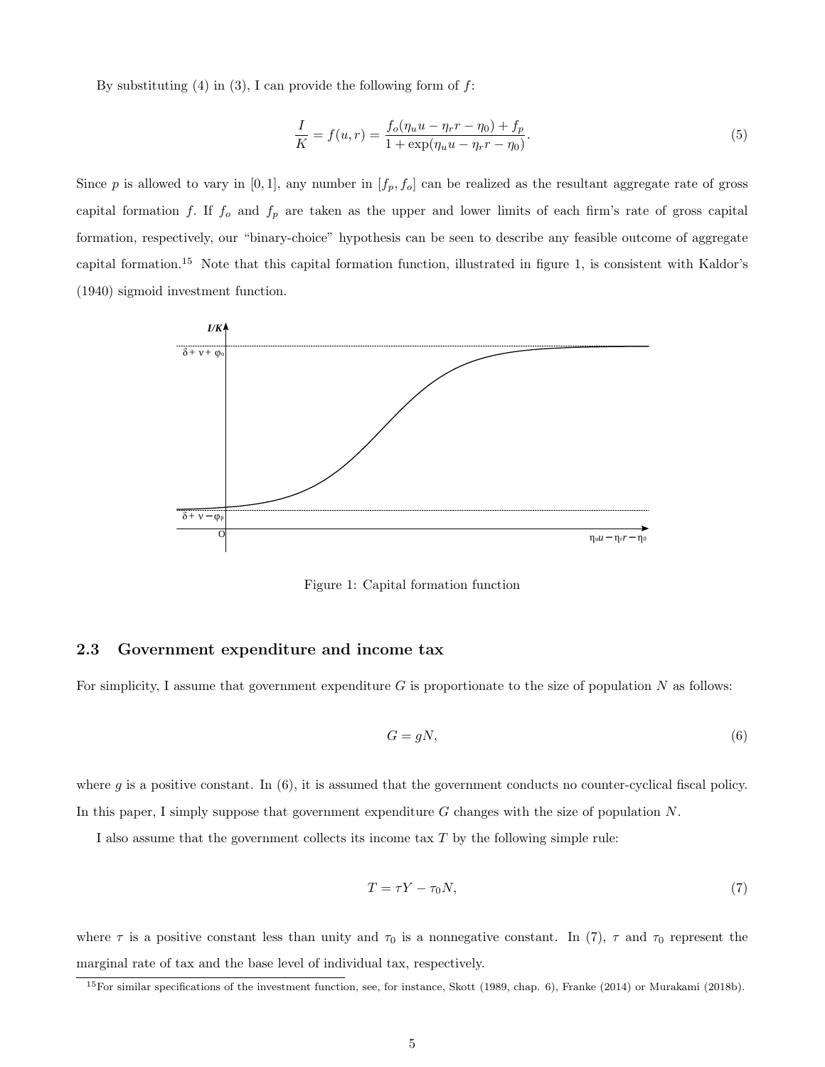By substituting (4) in (3), I can provide the following form of $f$:

$$\frac{I}{K} = f(u, r) = \frac{f_o(\eta_u u - \eta_r r - \eta_0) + f_p}{1 + \exp(\eta_u u - \eta_r r - \eta_0)}. \tag{5}$$

Since $p$ is allowed to vary in $[0, 1]$, any number in $[f_p, f_o]$ can be realized as the resultant aggregate rate of gross capital formation $f$. If $f_o$ and $f_p$ are taken as the upper and lower limits of each firm's rate of gross capital formation, respectively, our "binary-choice" hypothesis can be seen to describe any feasible outcome of aggregate capital formation.[15] Note that this capital formation function, illustrated in figure 1, is consistent with Kaldor's (1940) sigmoid investment function.

Figure 1: Capital formation function

## 2.3 Government expenditure and income tax

For simplicity, I assume that government expenditure $G$ is proportionate to the size of population $N$ as follows:

$$G = gN, \tag{6}$$

where $g$ is a positive constant. In (6), it is assumed that the government conducts no counter-cyclical fiscal policy. In this paper, I simply suppose that government expenditure $G$ changes with the size of population $N$.

I also assume that the government collects its income tax $T$ by the following simple rule:

$$T = \tau Y - \tau_0 N, \tag{7}$$

where $\tau$ is a positive constant less than unity and $\tau_0$ is a nonnegative constant. In (7), $\tau$ and $\tau_0$ represent the marginal rate of tax and the base level of individual tax, respectively.

[15] For similar specifications of the investment function, see, for instance, Skott (1989, chap. 6), Franke (2014) or Murakami (2018b).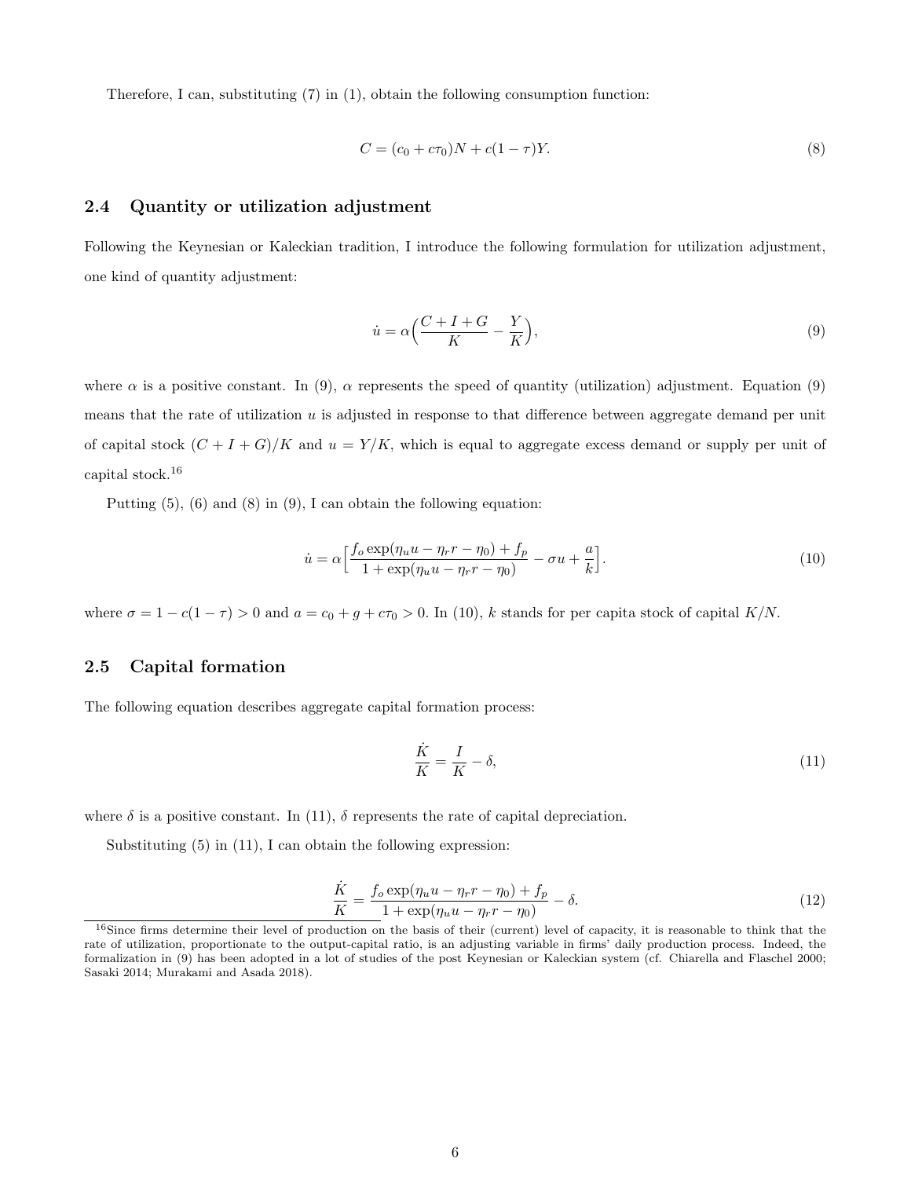Therefore, I can, substituting (7) in (1), obtain the following consumption function:

$$C = (c_0 + c\tau_0)N + c(1-\tau)Y. \tag{8}$$

### 2.4 Quantity or utilization adjustment

Following the Keynesian or Kaleckian tradition, I introduce the following formulation for utilization adjustment, one kind of quantity adjustment:

$$\dot{u} = \alpha\Big(\frac{C+I+G}{K} - \frac{Y}{K}\Big), \tag{9}$$

where $\alpha$ is a positive constant. In (9), $\alpha$ represents the speed of quantity (utilization) adjustment. Equation (9) means that the rate of utilization $u$ is adjusted in response to that difference between aggregate demand per unit of capital stock $(C+I+G)/K$ and $u = Y/K$, which is equal to aggregate excess demand or supply per unit of capital stock.[16]

Putting (5), (6) and (8) in (9), I can obtain the following equation:

$$\dot{u} = \alpha\Big[\frac{f_o \exp(\eta_u u - \eta_r r - \eta_0) + f_p}{1 + \exp(\eta_u u - \eta_r r - \eta_0)} - \sigma u + \frac{a}{k}\Big]. \tag{10}$$

where $\sigma = 1 - c(1-\tau) > 0$ and $a = c_0 + g + c\tau_0 > 0$. In (10), $k$ stands for per capita stock of capital $K/N$.

### 2.5 Capital formation

The following equation describes aggregate capital formation process:

$$\frac{\dot{K}}{K} = \frac{I}{K} - \delta, \tag{11}$$

where $\delta$ is a positive constant. In (11), $\delta$ represents the rate of capital depreciation.

Substituting (5) in (11), I can obtain the following expression:

$$\frac{\dot{K}}{K} = \frac{f_o \exp(\eta_u u - \eta_r r - \eta_0) + f_p}{1 + \exp(\eta_u u - \eta_r r - \eta_0)} - \delta. \tag{12}$$

[16] Since firms determine their level of production on the basis of their (current) level of capacity, it is reasonable to think that the rate of utilization, proportionate to the output-capital ratio, is an adjusting variable in firms' daily production process. Indeed, the formalization in (9) has been adopted in a lot of studies of the post Keynesian or Kaleckian system (cf. Chiarella and Flaschel 2000; Sasaki 2014; Murakami and Asada 2018).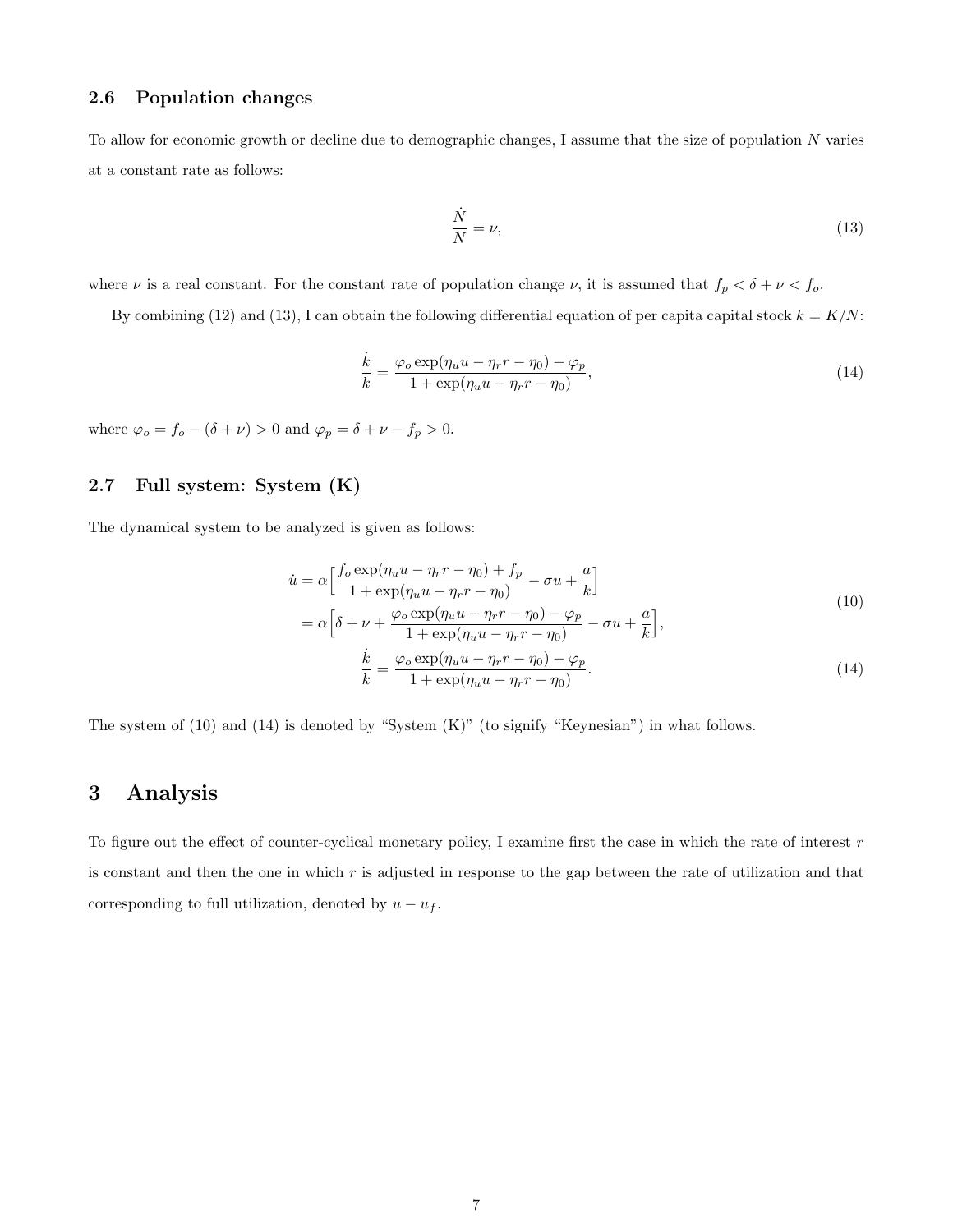### 2.6 Population changes

To allow for economic growth or decline due to demographic changes, I assume that the size of population $N$ varies at a constant rate as follows:

$$\frac{\dot{N}}{N} = \nu, \tag{13}$$

where $\nu$ is a real constant. For the constant rate of population change $\nu$, it is assumed that $f_p < \delta + \nu < f_o$.

By combining (12) and (13), I can obtain the following differential equation of per capita capital stock $k = K/N$:

$$\frac{\dot{k}}{k} = \frac{\varphi_o \exp(\eta_u u - \eta_r r - \eta_0) - \varphi_p}{1 + \exp(\eta_u u - \eta_r r - \eta_0)}, \tag{14}$$

where $\varphi_o = f_o - (\delta + \nu) > 0$ and $\varphi_p = \delta + \nu - f_p > 0$.

### 2.7 Full system: System (K)

The dynamical system to be analyzed is given as follows:

$$\begin{aligned}
\dot{u} &= \alpha\Big[\frac{f_o \exp(\eta_u u - \eta_r r - \eta_0) + f_p}{1 + \exp(\eta_u u - \eta_r r - \eta_0)} - \sigma u + \frac{a}{k}\Big] \\
&= \alpha\Big[\delta + \nu + \frac{\varphi_o \exp(\eta_u u - \eta_r r - \eta_0) - \varphi_p}{1 + \exp(\eta_u u - \eta_r r - \eta_0)} - \sigma u + \frac{a}{k}\Big],
\end{aligned} \tag{10}$$

$$\frac{\dot{k}}{k} = \frac{\varphi_o \exp(\eta_u u - \eta_r r - \eta_0) - \varphi_p}{1 + \exp(\eta_u u - \eta_r r - \eta_0)}. \tag{14}$$

The system of (10) and (14) is denoted by "System (K)" (to signify "Keynesian") in what follows.

## 3 Analysis

To figure out the effect of counter-cyclical monetary policy, I examine first the case in which the rate of interest $r$ is constant and then the one in which $r$ is adjusted in response to the gap between the rate of utilization and that corresponding to full utilization, denoted by $u - u_f$.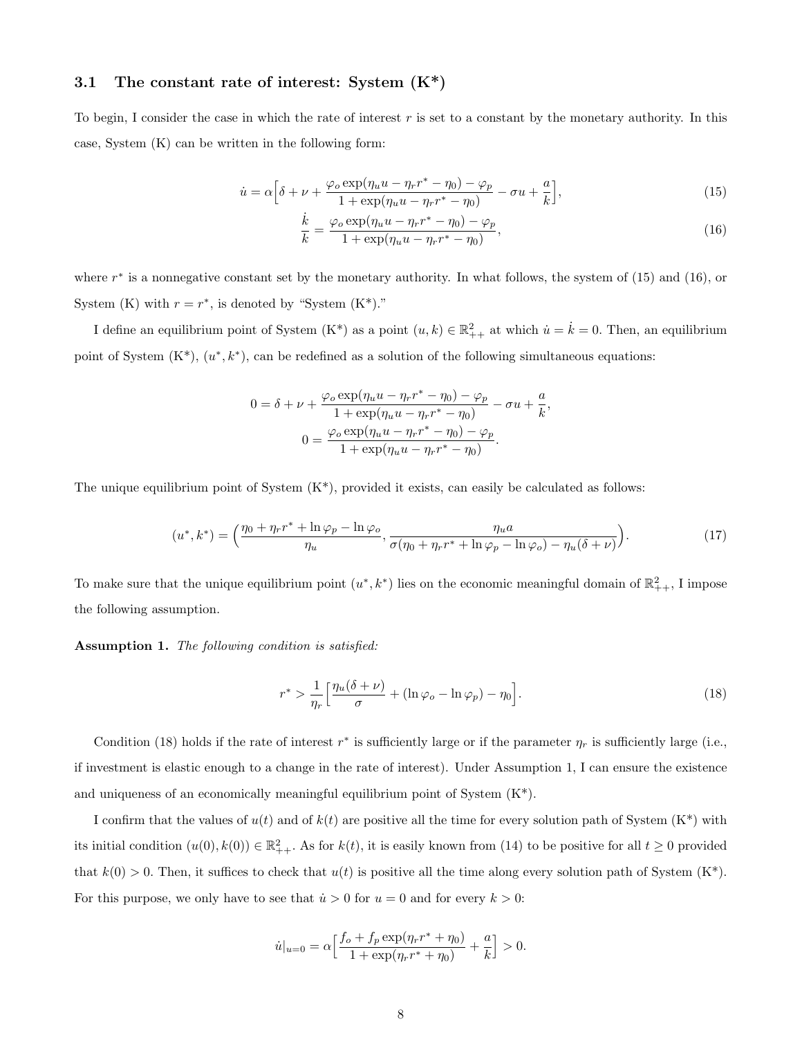### 3.1 The constant rate of interest: System (K*)

To begin, I consider the case in which the rate of interest $r$ is set to a constant by the monetary authority. In this case, System (K) can be written in the following form:

$$\dot{u} = \alpha\Big[\delta + \nu + \frac{\varphi_o \exp(\eta_u u - \eta_r r^* - \eta_0) - \varphi_p}{1 + \exp(\eta_u u - \eta_r r^* - \eta_0)} - \sigma u + \frac{a}{k}\Big], \tag{15}$$

$$\frac{\dot{k}}{k} = \frac{\varphi_o \exp(\eta_u u - \eta_r r^* - \eta_0) - \varphi_p}{1 + \exp(\eta_u u - \eta_r r^* - \eta_0)}, \tag{16}$$

where $r^*$ is a nonnegative constant set by the monetary authority. In what follows, the system of (15) and (16), or System (K) with $r = r^*$, is denoted by "System (K*)."

I define an equilibrium point of System (K*) as a point $(u, k) \in \mathbb{R}^2_{++}$ at which $\dot{u} = \dot{k} = 0$. Then, an equilibrium point of System (K*), $(u^*, k^*)$, can be redefined as a solution of the following simultaneous equations:

$$0 = \delta + \nu + \frac{\varphi_o \exp(\eta_u u - \eta_r r^* - \eta_0) - \varphi_p}{1 + \exp(\eta_u u - \eta_r r^* - \eta_0)} - \sigma u + \frac{a}{k},$$

$$0 = \frac{\varphi_o \exp(\eta_u u - \eta_r r^* - \eta_0) - \varphi_p}{1 + \exp(\eta_u u - \eta_r r^* - \eta_0)}.$$

The unique equilibrium point of System (K*), provided it exists, can easily be calculated as follows:

$$(u^*, k^*) = \Big(\frac{\eta_0 + \eta_r r^* + \ln \varphi_p - \ln \varphi_o}{\eta_u}, \frac{\eta_u a}{\sigma(\eta_0 + \eta_r r^* + \ln \varphi_p - \ln \varphi_o) - \eta_u(\delta + \nu)}\Big). \tag{17}$$

To make sure that the unique equilibrium point $(u^*, k^*)$ lies on the economic meaningful domain of $\mathbb{R}^2_{++}$, I impose the following assumption.

**Assumption 1.** *The following condition is satisfied:*

$$r^* > \frac{1}{\eta_r}\Big[\frac{\eta_u(\delta + \nu)}{\sigma} + (\ln \varphi_o - \ln \varphi_p) - \eta_0\Big]. \tag{18}$$

Condition (18) holds if the rate of interest $r^*$ is sufficiently large or if the parameter $\eta_r$ is sufficiently large (i.e., if investment is elastic enough to a change in the rate of interest). Under Assumption 1, I can ensure the existence and uniqueness of an economically meaningful equilibrium point of System (K*).

I confirm that the values of $u(t)$ and of $k(t)$ are positive all the time for every solution path of System (K*) with its initial condition $(u(0), k(0)) \in \mathbb{R}^2_{++}$. As for $k(t)$, it is easily known from (14) to be positive for all $t \geq 0$ provided that $k(0) > 0$. Then, it suffices to check that $u(t)$ is positive all the time along every solution path of System (K*). For this purpose, we only have to see that $\dot{u} > 0$ for $u = 0$ and for every $k > 0$:

$$\dot{u}|_{u=0} = \alpha\Big[\frac{f_o + f_p \exp(\eta_r r^* + \eta_0)}{1 + \exp(\eta_r r^* + \eta_0)} + \frac{a}{k}\Big] > 0.$$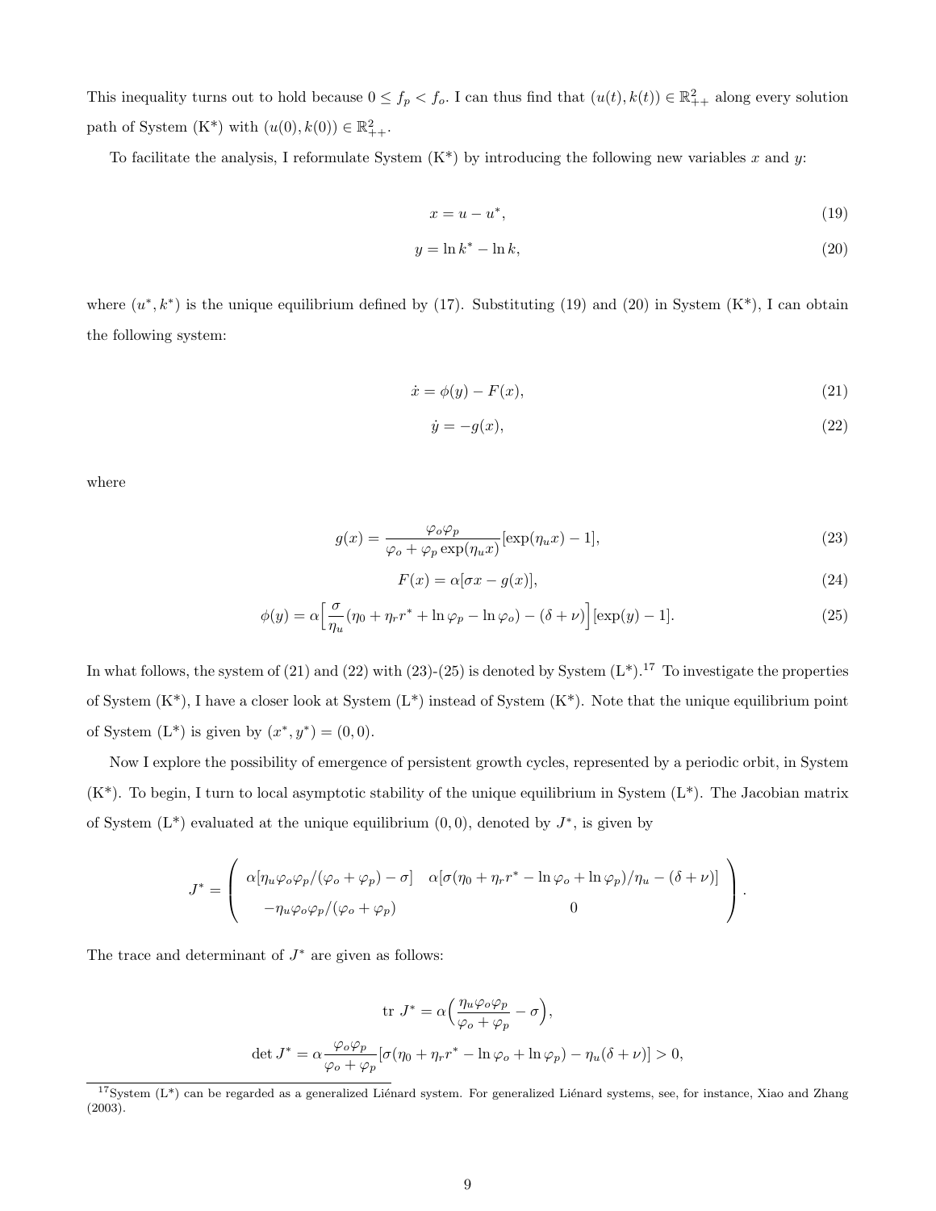This inequality turns out to hold because $0 \leq f_p < f_o$. I can thus find that $(u(t), k(t)) \in \mathbb{R}^2_{++}$ along every solution path of System (K*) with $(u(0), k(0)) \in \mathbb{R}^2_{++}$.

To facilitate the analysis, I reformulate System (K*) by introducing the following new variables $x$ and $y$:

$$x = u - u^*, \tag{19}$$

$$y = \ln k^* - \ln k, \tag{20}$$

where $(u^*, k^*)$ is the unique equilibrium defined by (17). Substituting (19) and (20) in System (K*), I can obtain the following system:

$$\dot{x} = \phi(y) - F(x), \tag{21}$$

$$\dot{y} = -g(x), \tag{22}$$

where

$$g(x) = \frac{\varphi_o \varphi_p}{\varphi_o + \varphi_p \exp(\eta_u x)}[\exp(\eta_u x) - 1], \tag{23}$$

$$F(x) = \alpha[\sigma x - g(x)], \tag{24}$$

$$\phi(y) = \alpha\Big[\frac{\sigma}{\eta_u}(\eta_0 + \eta_r r^* + \ln \varphi_p - \ln \varphi_o) - (\delta + \nu)\Big][\exp(y) - 1]. \tag{25}$$

In what follows, the system of (21) and (22) with (23)-(25) is denoted by System (L*).[17] To investigate the properties of System (K*), I have a closer look at System (L*) instead of System (K*). Note that the unique equilibrium point of System (L*) is given by $(x^*, y^*) = (0, 0)$.

Now I explore the possibility of emergence of persistent growth cycles, represented by a periodic orbit, in System (K*). To begin, I turn to local asymptotic stability of the unique equilibrium in System (L*). The Jacobian matrix of System (L*) evaluated at the unique equilibrium $(0, 0)$, denoted by $J^*$, is given by

$$J^* = \begin{pmatrix} \alpha[\eta_u \varphi_o \varphi_p/(\varphi_o + \varphi_p) - \sigma] & \alpha[\sigma(\eta_0 + \eta_r r^* - \ln \varphi_o + \ln \varphi_p)/\eta_u - (\delta + \nu)] \\ -\eta_u \varphi_o \varphi_p/(\varphi_o + \varphi_p) & 0 \end{pmatrix}.$$

The trace and determinant of $J^*$ are given as follows:

$$\text{tr } J^* = \alpha\Big(\frac{\eta_u \varphi_o \varphi_p}{\varphi_o + \varphi_p} - \sigma\Big),$$

$$\det J^* = \alpha \frac{\varphi_o \varphi_p}{\varphi_o + \varphi_p}[\sigma(\eta_0 + \eta_r r^* - \ln \varphi_o + \ln \varphi_p) - \eta_u(\delta + \nu)] > 0,$$

[17] System (L*) can be regarded as a generalized Liénard system. For generalized Liénard systems, see, for instance, Xiao and Zhang (2003).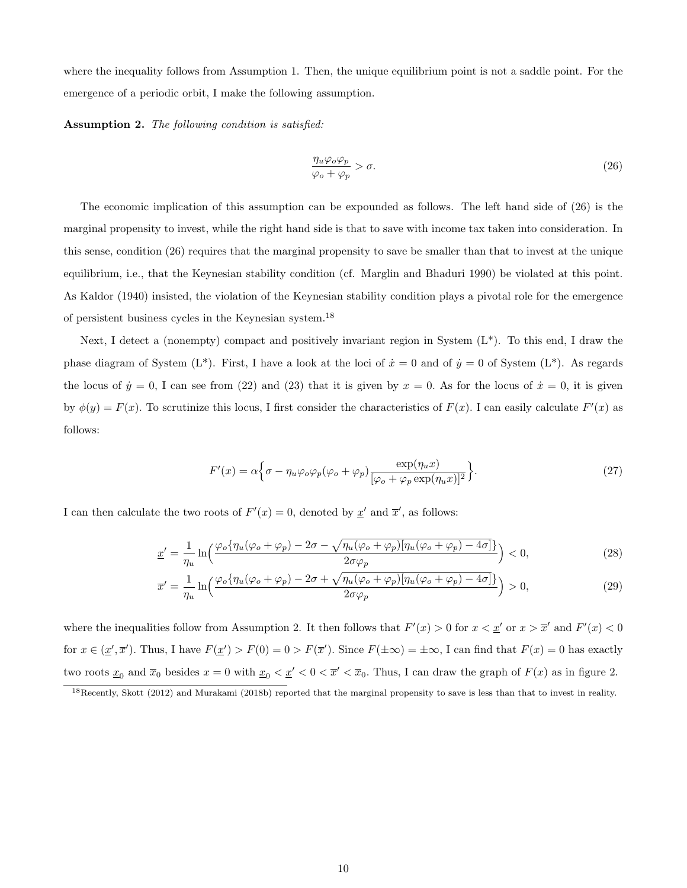where the inequality follows from Assumption 1. Then, the unique equilibrium point is not a saddle point. For the emergence of a periodic orbit, I make the following assumption.

**Assumption 2.** *The following condition is satisfied:*

$$\frac{\eta_u \varphi_o \varphi_p}{\varphi_o + \varphi_p} > \sigma. \tag{26}$$

The economic implication of this assumption can be expounded as follows. The left hand side of (26) is the marginal propensity to invest, while the right hand side is that to save with income tax taken into consideration. In this sense, condition (26) requires that the marginal propensity to save be smaller than that to invest at the unique equilibrium, i.e., that the Keynesian stability condition (cf. Marglin and Bhaduri 1990) be violated at this point. As Kaldor (1940) insisted, the violation of the Keynesian stability condition plays a pivotal role for the emergence of persistent business cycles in the Keynesian system.[18]

Next, I detect a (nonempty) compact and positively invariant region in System (L\*). To this end, I draw the phase diagram of System (L\*). First, I have a look at the loci of $\dot{x} = 0$ and of $\dot{y} = 0$ of System (L\*). As regards the locus of $\dot{y} = 0$, I can see from (22) and (23) that it is given by $x = 0$. As for the locus of $\dot{x} = 0$, it is given by $\phi(y) = F(x)$. To scrutinize this locus, I first consider the characteristics of $F(x)$. I can easily calculate $F'(x)$ as follows:

$$F'(x) = \alpha\Big\{\sigma - \eta_u \varphi_o \varphi_p (\varphi_o + \varphi_p) \frac{\exp(\eta_u x)}{[\varphi_o + \varphi_p \exp(\eta_u x)]^2}\Big\}. \tag{27}$$

I can then calculate the two roots of $F'(x) = 0$, denoted by $\underline{x}'$ and $\overline{x}'$, as follows:

$$\underline{x}' = \frac{1}{\eta_u} \ln\Big(\frac{\varphi_o\{\eta_u(\varphi_o + \varphi_p) - 2\sigma - \sqrt{\eta_u(\varphi_o + \varphi_p)[\eta_u(\varphi_o + \varphi_p) - 4\sigma]}\}}{2\sigma\varphi_p}\Big) < 0, \tag{28}$$

$$\overline{x}' = \frac{1}{\eta_u} \ln\Big(\frac{\varphi_o\{\eta_u(\varphi_o + \varphi_p) - 2\sigma + \sqrt{\eta_u(\varphi_o + \varphi_p)[\eta_u(\varphi_o + \varphi_p) - 4\sigma]}\}}{2\sigma\varphi_p}\Big) > 0, \tag{29}$$

where the inequalities follow from Assumption 2. It then follows that $F'(x) > 0$ for $x < \underline{x}'$ or $x > \overline{x}'$ and $F'(x) < 0$ for $x \in (\underline{x}', \overline{x}')$. Thus, I have $F(\underline{x}') > F(0) = 0 > F(\overline{x}')$. Since $F(\pm\infty) = \pm\infty$, I can find that $F(x) = 0$ has exactly two roots $\underline{x}_0$ and $\overline{x}_0$ besides $x = 0$ with $\underline{x}_0 < \underline{x}' < 0 < \overline{x}' < \overline{x}_0$. Thus, I can draw the graph of $F(x)$ as in figure 2.

[18] Recently, Skott (2012) and Murakami (2018b) reported that the marginal propensity to save is less than that to invest in reality.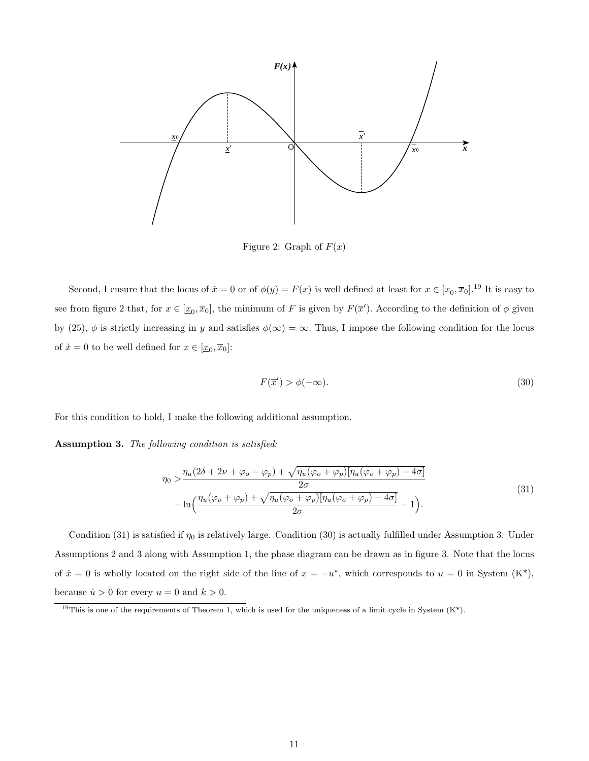Figure 2: Graph of $F(x)$

Second, I ensure that the locus of $\dot{x} = 0$ or of $\phi(y) = F(x)$ is well defined at least for $x \in [\underline{x}_0, \overline{x}_0]$.[19] It is easy to see from figure 2 that, for $x \in [\underline{x}_0, \overline{x}_0]$, the minimum of $F$ is given by $F(\overline{x}')$. According to the definition of $\phi$ given by (25), $\phi$ is strictly increasing in $y$ and satisfies $\phi(\infty) = \infty$. Thus, I impose the following condition for the locus of $\dot{x} = 0$ to be well defined for $x \in [\underline{x}_0, \overline{x}_0]$:

$$F(\overline{x}') > \phi(-\infty). \tag{30}$$

For this condition to hold, I make the following additional assumption.

**Assumption 3.** *The following condition is satisfied:*

$$\begin{aligned}\eta_0 >& \frac{\eta_u(2\delta + 2\nu + \varphi_o - \varphi_p) + \sqrt{\eta_u(\varphi_o + \varphi_p)[\eta_u(\varphi_o + \varphi_p) - 4\sigma]}}{2\sigma} \\ &- \ln\Big(\frac{\eta_u(\varphi_o + \varphi_p) + \sqrt{\eta_u(\varphi_o + \varphi_p)[\eta_u(\varphi_o + \varphi_p) - 4\sigma]}}{2\sigma} - 1\Big).\end{aligned} \tag{31}$$

Condition (31) is satisfied if $\eta_0$ is relatively large. Condition (30) is actually fulfilled under Assumption 3. Under Assumptions 2 and 3 along with Assumption 1, the phase diagram can be drawn as in figure 3. Note that the locus of $\dot{x} = 0$ is wholly located on the right side of the line of $x = -u^*$, which corresponds to $u = 0$ in System (K*), because $\dot{u} > 0$ for every $u = 0$ and $k > 0$.

[19] This is one of the requirements of Theorem 1, which is used for the uniqueness of a limit cycle in System (K*).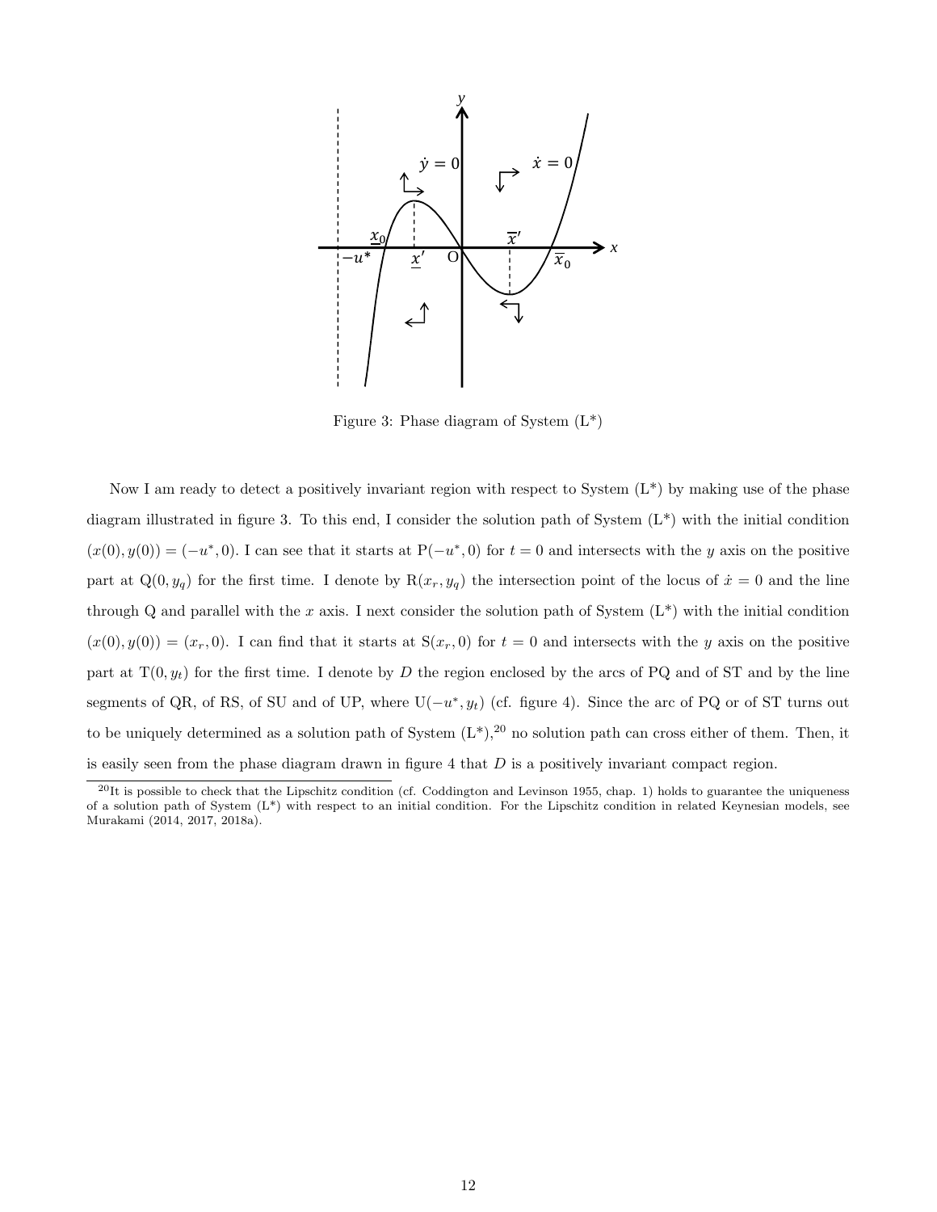Figure 3: Phase diagram of System (L*)

Now I am ready to detect a positively invariant region with respect to System (L*) by making use of the phase diagram illustrated in figure 3. To this end, I consider the solution path of System (L*) with the initial condition $(x(0), y(0)) = (-u^*, 0)$. I can see that it starts at $\mathrm{P}(-u^*, 0)$ for $t = 0$ and intersects with the $y$ axis on the positive part at $\mathrm{Q}(0, y_q)$ for the first time. I denote by $\mathrm{R}(x_r, y_q)$ the intersection point of the locus of $\dot{x} = 0$ and the line through Q and parallel with the $x$ axis. I next consider the solution path of System (L*) with the initial condition $(x(0), y(0)) = (x_r, 0)$. I can find that it starts at $\mathrm{S}(x_r, 0)$ for $t = 0$ and intersects with the $y$ axis on the positive part at $\mathrm{T}(0, y_t)$ for the first time. I denote by $D$ the region enclosed by the arcs of PQ and of ST and by the line segments of QR, of RS, of SU and of UP, where $\mathrm{U}(-u^*, y_t)$ (cf. figure 4). Since the arc of PQ or of ST turns out to be uniquely determined as a solution path of System (L*),[20] no solution path can cross either of them. Then, it is easily seen from the phase diagram drawn in figure 4 that $D$ is a positively invariant compact region.

[20] It is possible to check that the Lipschitz condition (cf. Coddington and Levinson 1955, chap. 1) holds to guarantee the uniqueness of a solution path of System (L*) with respect to an initial condition. For the Lipschitz condition in related Keynesian models, see Murakami (2014, 2017, 2018a).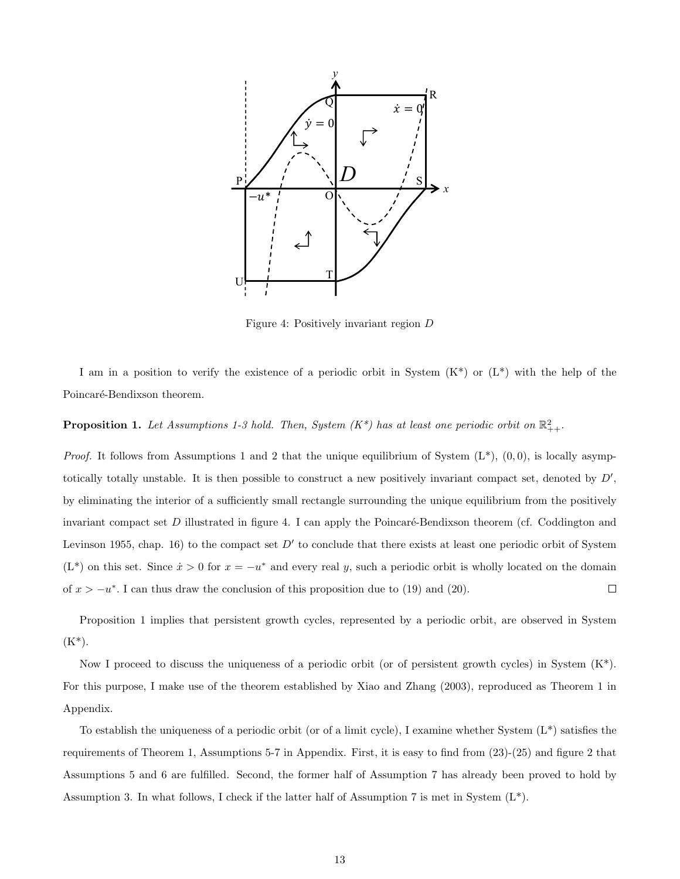Figure 4: Positively invariant region $D$

I am in a position to verify the existence of a periodic orbit in System (K*) or (L*) with the help of the Poincaré-Bendixson theorem.

**Proposition 1.** *Let Assumptions 1-3 hold. Then, System (K*) has at least one periodic orbit on* $\mathbb{R}^2_{++}$.

*Proof.* It follows from Assumptions 1 and 2 that the unique equilibrium of System (L*), $(0, 0)$, is locally asymptotically totally unstable. It is then possible to construct a new positively invariant compact set, denoted by $D'$, by eliminating the interior of a sufficiently small rectangle surrounding the unique equilibrium from the positively invariant compact set $D$ illustrated in figure 4. I can apply the Poincaré-Bendixson theorem (cf. Coddington and Levinson 1955, chap. 16) to the compact set $D'$ to conclude that there exists at least one periodic orbit of System (L*) on this set. Since $\dot{x} > 0$ for $x = -u^*$ and every real $y$, such a periodic orbit is wholly located on the domain of $x > -u^*$. I can thus draw the conclusion of this proposition due to (19) and (20). □

Proposition 1 implies that persistent growth cycles, represented by a periodic orbit, are observed in System (K*).

Now I proceed to discuss the uniqueness of a periodic orbit (or of persistent growth cycles) in System (K*). For this purpose, I make use of the theorem established by Xiao and Zhang (2003), reproduced as Theorem 1 in Appendix.

To establish the uniqueness of a periodic orbit (or of a limit cycle), I examine whether System (L*) satisfies the requirements of Theorem 1, Assumptions 5-7 in Appendix. First, it is easy to find from (23)-(25) and figure 2 that Assumptions 5 and 6 are fulfilled. Second, the former half of Assumption 7 has already been proved to hold by Assumption 3. In what follows, I check if the latter half of Assumption 7 is met in System (L*).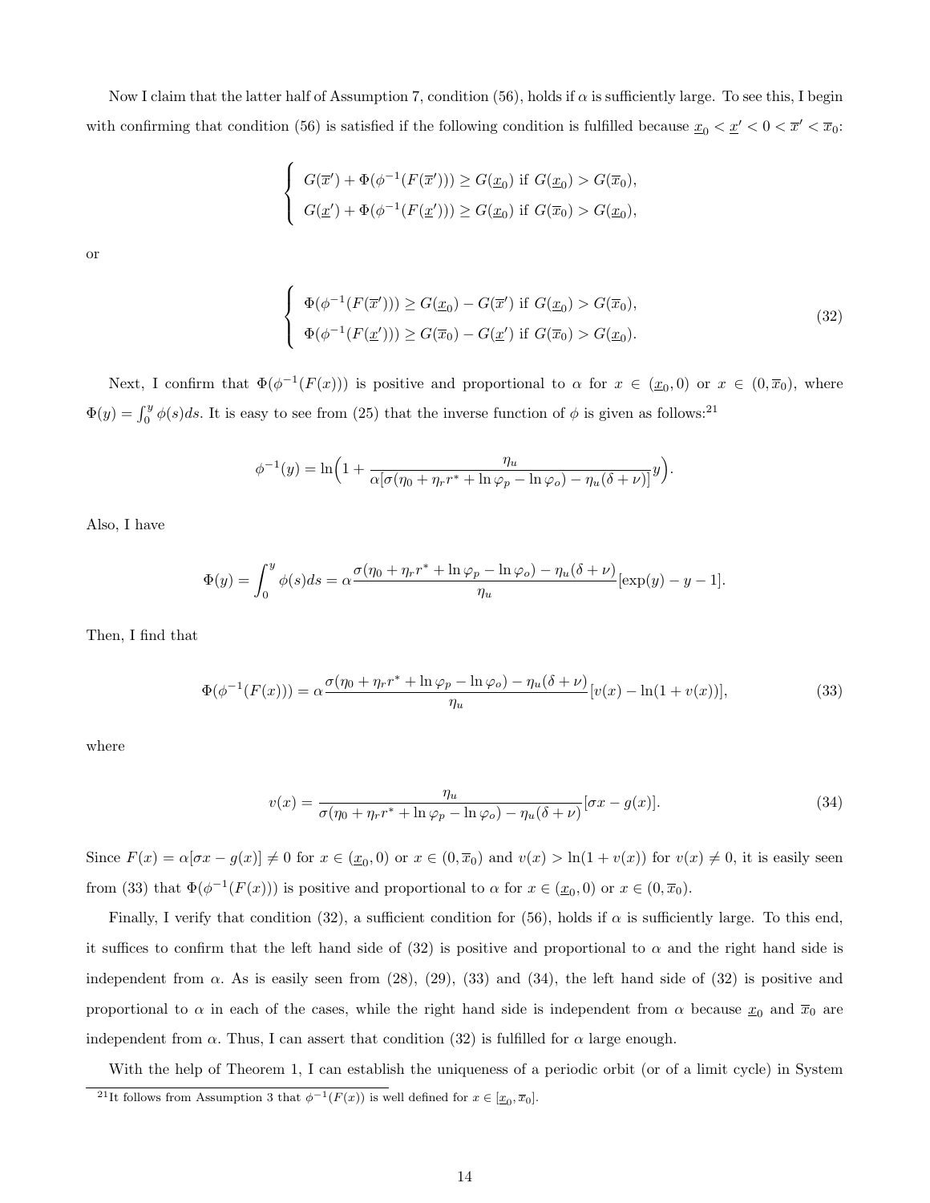Now I claim that the latter half of Assumption 7, condition (56), holds if $\alpha$ is sufficiently large. To see this, I begin with confirming that condition (56) is satisfied if the following condition is fulfilled because $\underline{x}_0 < \underline{x}' < 0 < \overline{x}' < \overline{x}_0$:

$$\begin{cases} G(\overline{x}') + \Phi(\phi^{-1}(F(\overline{x}'))) \geq G(\underline{x}_0) \text{ if } G(\underline{x}_0) > G(\overline{x}_0), \\ G(\underline{x}') + \Phi(\phi^{-1}(F(\underline{x}'))) \geq G(\underline{x}_0) \text{ if } G(\overline{x}_0) > G(\underline{x}_0), \end{cases}$$

or

$$\begin{cases} \Phi(\phi^{-1}(F(\overline{x}'))) \geq G(\underline{x}_0) - G(\overline{x}') \text{ if } G(\underline{x}_0) > G(\overline{x}_0), \\ \Phi(\phi^{-1}(F(\underline{x}'))) \geq G(\overline{x}_0) - G(\underline{x}') \text{ if } G(\overline{x}_0) > G(\underline{x}_0). \end{cases} \tag{32}$$

Next, I confirm that $\Phi(\phi^{-1}(F(x)))$ is positive and proportional to $\alpha$ for $x \in (\underline{x}_0, 0)$ or $x \in (0, \overline{x}_0)$, where $\Phi(y) = \int_0^y \phi(s)ds$. It is easy to see from (25) that the inverse function of $\phi$ is given as follows:[21]

$$\phi^{-1}(y) = \ln\Big(1 + \frac{\eta_u}{\alpha[\sigma(\eta_0 + \eta_r r^* + \ln\varphi_p - \ln\varphi_o) - \eta_u(\delta + \nu)]} y\Big).$$

Also, I have

$$\Phi(y) = \int_0^y \phi(s)ds = \alpha \frac{\sigma(\eta_0 + \eta_r r^* + \ln\varphi_p - \ln\varphi_o) - \eta_u(\delta + \nu)}{\eta_u}[\exp(y) - y - 1].$$

Then, I find that

$$\Phi(\phi^{-1}(F(x))) = \alpha \frac{\sigma(\eta_0 + \eta_r r^* + \ln\varphi_p - \ln\varphi_o) - \eta_u(\delta + \nu)}{\eta_u}[v(x) - \ln(1 + v(x))], \tag{33}$$

where

$$v(x) = \frac{\eta_u}{\sigma(\eta_0 + \eta_r r^* + \ln\varphi_p - \ln\varphi_o) - \eta_u(\delta + \nu)}[\sigma x - g(x)]. \tag{34}$$

Since $F(x) = \alpha[\sigma x - g(x)] \neq 0$ for $x \in (\underline{x}_0, 0)$ or $x \in (0, \overline{x}_0)$ and $v(x) > \ln(1 + v(x))$ for $v(x) \neq 0$, it is easily seen from (33) that $\Phi(\phi^{-1}(F(x)))$ is positive and proportional to $\alpha$ for $x \in (\underline{x}_0, 0)$ or $x \in (0, \overline{x}_0)$.

Finally, I verify that condition (32), a sufficient condition for (56), holds if $\alpha$ is sufficiently large. To this end, it suffices to confirm that the left hand side of (32) is positive and proportional to $\alpha$ and the right hand side is independent from $\alpha$. As is easily seen from (28), (29), (33) and (34), the left hand side of (32) is positive and proportional to $\alpha$ in each of the cases, while the right hand side is independent from $\alpha$ because $\underline{x}_0$ and $\overline{x}_0$ are independent from $\alpha$. Thus, I can assert that condition (32) is fulfilled for $\alpha$ large enough.

With the help of Theorem 1, I can establish the uniqueness of a periodic orbit (or of a limit cycle) in System

[21] It follows from Assumption 3 that $\phi^{-1}(F(x))$ is well defined for $x \in [\underline{x}_0, \overline{x}_0]$.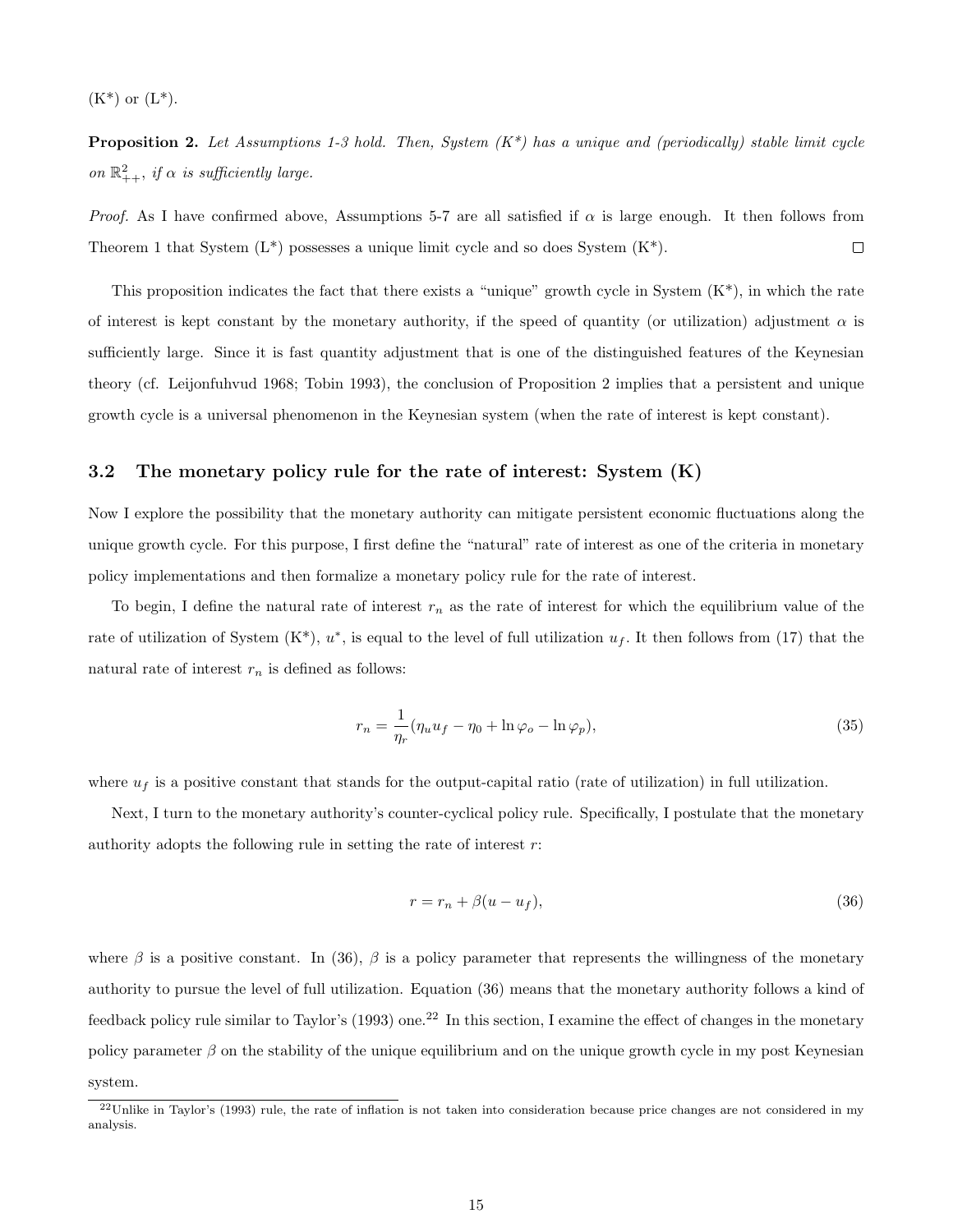(K*) or (L*).

**Proposition 2.** *Let Assumptions 1-3 hold. Then, System (K\*) has a unique and (periodically) stable limit cycle on $\mathbb{R}^2_{++}$, if $\alpha$ is sufficiently large.*

*Proof.* As I have confirmed above, Assumptions 5-7 are all satisfied if $\alpha$ is large enough. It then follows from Theorem 1 that System (L*) possesses a unique limit cycle and so does System (K*). □

This proposition indicates the fact that there exists a "unique" growth cycle in System (K*), in which the rate of interest is kept constant by the monetary authority, if the speed of quantity (or utilization) adjustment $\alpha$ is sufficiently large. Since it is fast quantity adjustment that is one of the distinguished features of the Keynesian theory (cf. Leijonfuhvud 1968; Tobin 1993), the conclusion of Proposition 2 implies that a persistent and unique growth cycle is a universal phenomenon in the Keynesian system (when the rate of interest is kept constant).

### 3.2 The monetary policy rule for the rate of interest: System (K)

Now I explore the possibility that the monetary authority can mitigate persistent economic fluctuations along the unique growth cycle. For this purpose, I first define the "natural" rate of interest as one of the criteria in monetary policy implementations and then formalize a monetary policy rule for the rate of interest.

To begin, I define the natural rate of interest $r_n$ as the rate of interest for which the equilibrium value of the rate of utilization of System (K*), $u^*$, is equal to the level of full utilization $u_f$. It then follows from (17) that the natural rate of interest $r_n$ is defined as follows:

$$r_n = \frac{1}{\eta_r}(\eta_u u_f - \eta_0 + \ln \varphi_o - \ln \varphi_p), \tag{35}$$

where $u_f$ is a positive constant that stands for the output-capital ratio (rate of utilization) in full utilization.

Next, I turn to the monetary authority's counter-cyclical policy rule. Specifically, I postulate that the monetary authority adopts the following rule in setting the rate of interest $r$:

$$r = r_n + \beta(u - u_f), \tag{36}$$

where $\beta$ is a positive constant. In (36), $\beta$ is a policy parameter that represents the willingness of the monetary authority to pursue the level of full utilization. Equation (36) means that the monetary authority follows a kind of feedback policy rule similar to Taylor's (1993) one.[22] In this section, I examine the effect of changes in the monetary policy parameter $\beta$ on the stability of the unique equilibrium and on the unique growth cycle in my post Keynesian system.

[22] Unlike in Taylor's (1993) rule, the rate of inflation is not taken into consideration because price changes are not considered in my analysis.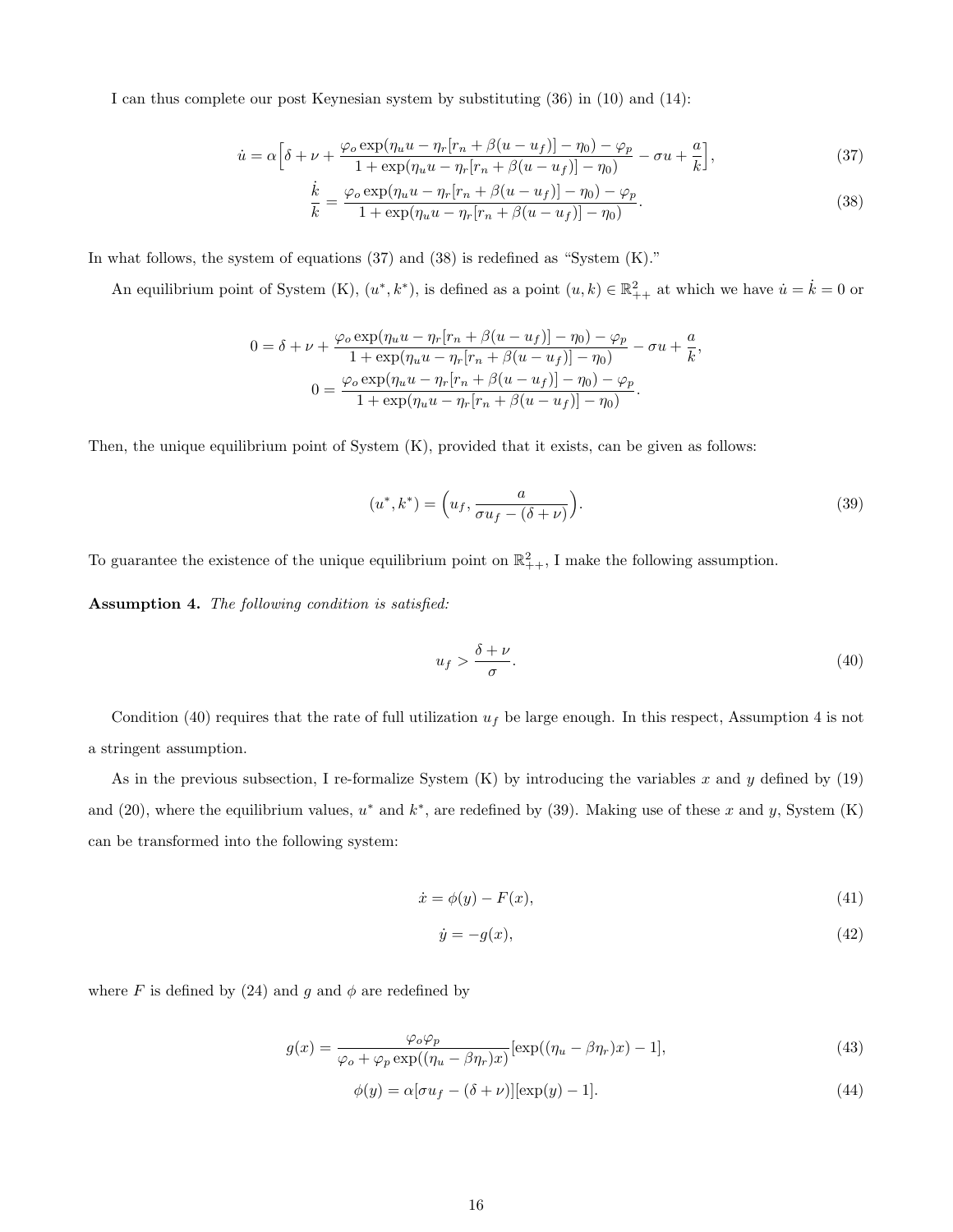I can thus complete our post Keynesian system by substituting (36) in (10) and (14):

$$\dot{u} = \alpha\Big[\delta + \nu + \frac{\varphi_o \exp(\eta_u u - \eta_r[r_n + \beta(u - u_f)] - \eta_0) - \varphi_p}{1 + \exp(\eta_u u - \eta_r[r_n + \beta(u - u_f)] - \eta_0)} - \sigma u + \frac{a}{k}\Big], \tag{37}$$

$$\frac{\dot{k}}{k} = \frac{\varphi_o \exp(\eta_u u - \eta_r[r_n + \beta(u - u_f)] - \eta_0) - \varphi_p}{1 + \exp(\eta_u u - \eta_r[r_n + \beta(u - u_f)] - \eta_0)}. \tag{38}$$

In what follows, the system of equations (37) and (38) is redefined as "System (K)."

An equilibrium point of System (K), $(u^*, k^*)$, is defined as a point $(u, k) \in \mathbb{R}^2_{++}$ at which we have $\dot{u} = \dot{k} = 0$ or

$$0 = \delta + \nu + \frac{\varphi_o \exp(\eta_u u - \eta_r[r_n + \beta(u - u_f)] - \eta_0) - \varphi_p}{1 + \exp(\eta_u u - \eta_r[r_n + \beta(u - u_f)] - \eta_0)} - \sigma u + \frac{a}{k},$$

$$0 = \frac{\varphi_o \exp(\eta_u u - \eta_r[r_n + \beta(u - u_f)] - \eta_0) - \varphi_p}{1 + \exp(\eta_u u - \eta_r[r_n + \beta(u - u_f)] - \eta_0)}.$$

Then, the unique equilibrium point of System (K), provided that it exists, can be given as follows:

$$(u^*, k^*) = \Big(u_f, \frac{a}{\sigma u_f - (\delta + \nu)}\Big). \tag{39}$$

To guarantee the existence of the unique equilibrium point on $\mathbb{R}^2_{++}$, I make the following assumption.

**Assumption 4.** *The following condition is satisfied:*

$$u_f > \frac{\delta + \nu}{\sigma}. \tag{40}$$

Condition (40) requires that the rate of full utilization $u_f$ be large enough. In this respect, Assumption 4 is not a stringent assumption.

As in the previous subsection, I re-formalize System (K) by introducing the variables $x$ and $y$ defined by (19) and (20), where the equilibrium values, $u^*$ and $k^*$, are redefined by (39). Making use of these $x$ and $y$, System (K) can be transformed into the following system:

$$\dot{x} = \phi(y) - F(x), \tag{41}$$

$$\dot{y} = -g(x), \tag{42}$$

where $F$ is defined by (24) and $g$ and $\phi$ are redefined by

$$g(x) = \frac{\varphi_o \varphi_p}{\varphi_o + \varphi_p \exp((\eta_u - \beta\eta_r)x)}[\exp((\eta_u - \beta\eta_r)x) - 1], \tag{43}$$

$$\phi(y) = \alpha[\sigma u_f - (\delta + \nu)][\exp(y) - 1]. \tag{44}$$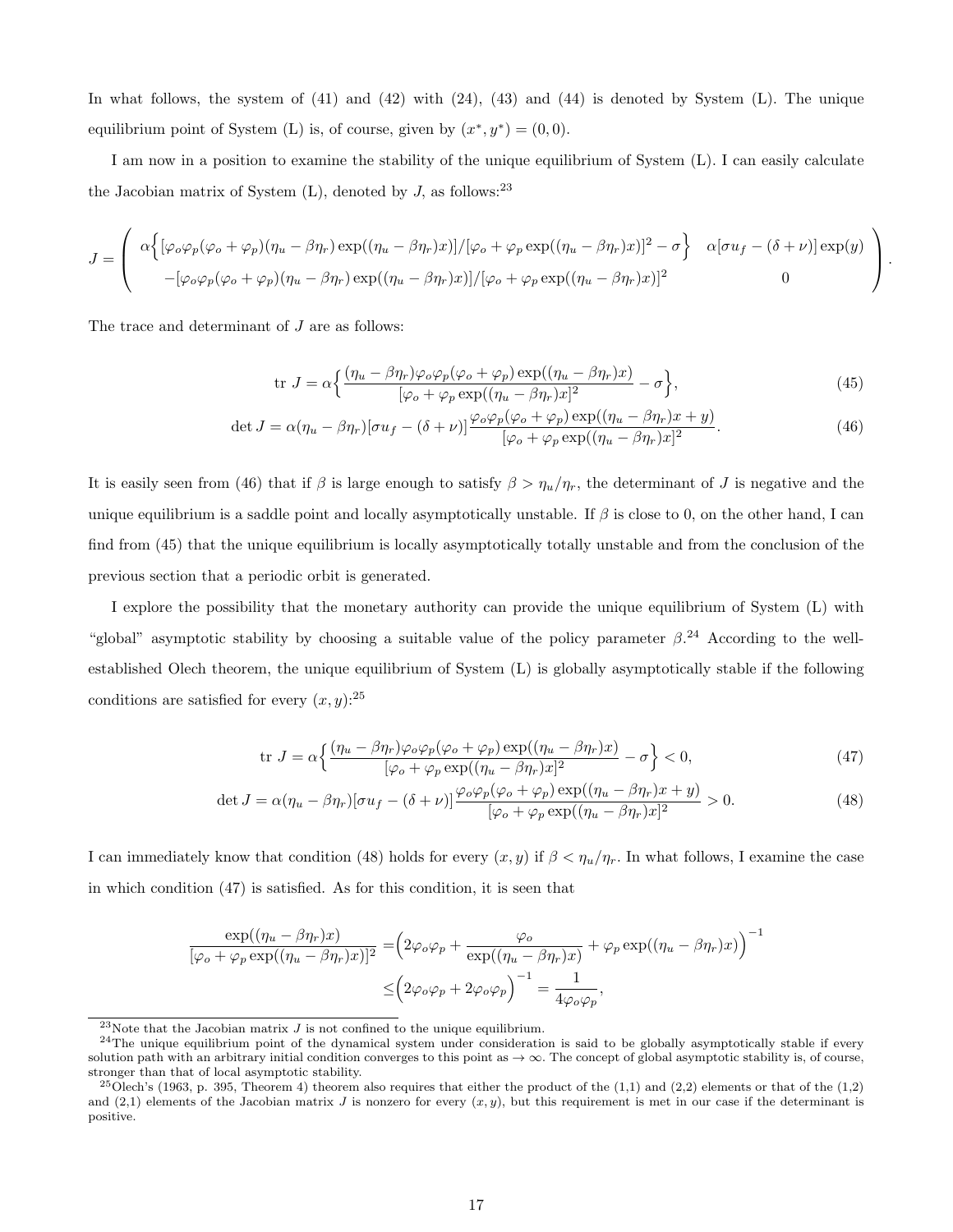In what follows, the system of (41) and (42) with (24), (43) and (44) is denoted by System (L). The unique equilibrium point of System (L) is, of course, given by $(x^*, y^*) = (0, 0)$.

I am now in a position to examine the stability of the unique equilibrium of System (L). I can easily calculate the Jacobian matrix of System (L), denoted by $J$, as follows:[23]

$$
J = \begin{pmatrix} \alpha\Big\{[\varphi_o\varphi_p(\varphi_o+\varphi_p)(\eta_u-\beta\eta_r)\exp((\eta_u-\beta\eta_r)x)]/[\varphi_o+\varphi_p\exp((\eta_u-\beta\eta_r)x)]^2-\sigma\Big\} & \alpha[\sigma u_f-(\delta+\nu)]\exp(y) \\ -[\varphi_o\varphi_p(\varphi_o+\varphi_p)(\eta_u-\beta\eta_r)\exp((\eta_u-\beta\eta_r)x)]/[\varphi_o+\varphi_p\exp((\eta_u-\beta\eta_r)x)]^2 & 0 \end{pmatrix}.
$$

The trace and determinant of $J$ are as follows:

$$
\text{tr } J = \alpha\Big\{\frac{(\eta_u-\beta\eta_r)\varphi_o\varphi_p(\varphi_o+\varphi_p)\exp((\eta_u-\beta\eta_r)x)}{[\varphi_o+\varphi_p\exp((\eta_u-\beta\eta_r)x]^2}-\sigma\Big\}, \tag{45}
$$

$$
\det J = \alpha(\eta_u-\beta\eta_r)[\sigma u_f-(\delta+\nu)]\frac{\varphi_o\varphi_p(\varphi_o+\varphi_p)\exp((\eta_u-\beta\eta_r)x+y)}{[\varphi_o+\varphi_p\exp((\eta_u-\beta\eta_r)x]^2}. \tag{46}
$$

It is easily seen from (46) that if $\beta$ is large enough to satisfy $\beta > \eta_u/\eta_r$, the determinant of $J$ is negative and the unique equilibrium is a saddle point and locally asymptotically unstable. If $\beta$ is close to 0, on the other hand, I can find from (45) that the unique equilibrium is locally asymptotically totally unstable and from the conclusion of the previous section that a periodic orbit is generated.

I explore the possibility that the monetary authority can provide the unique equilibrium of System (L) with "global" asymptotic stability by choosing a suitable value of the policy parameter $\beta$.[24] According to the well-established Olech theorem, the unique equilibrium of System (L) is globally asymptotically stable if the following conditions are satisfied for every $(x, y)$:[25]

$$
\text{tr } J = \alpha\Big\{\frac{(\eta_u-\beta\eta_r)\varphi_o\varphi_p(\varphi_o+\varphi_p)\exp((\eta_u-\beta\eta_r)x)}{[\varphi_o+\varphi_p\exp((\eta_u-\beta\eta_r)x]^2}-\sigma\Big\} < 0, \tag{47}
$$

$$
\det J = \alpha(\eta_u-\beta\eta_r)[\sigma u_f-(\delta+\nu)]\frac{\varphi_o\varphi_p(\varphi_o+\varphi_p)\exp((\eta_u-\beta\eta_r)x+y)}{[\varphi_o+\varphi_p\exp((\eta_u-\beta\eta_r)x]^2} > 0. \tag{48}
$$

I can immediately know that condition (48) holds for every $(x, y)$ if $\beta < \eta_u/\eta_r$. In what follows, I examine the case in which condition (47) is satisfied. As for this condition, it is seen that

$$
\begin{aligned}
\frac{\exp((\eta_u-\beta\eta_r)x)}{[\varphi_o+\varphi_p\exp((\eta_u-\beta\eta_r)x)]^2} &= \Big(2\varphi_o\varphi_p+\frac{\varphi_o}{\exp((\eta_u-\beta\eta_r)x)}+\varphi_p\exp((\eta_u-\beta\eta_r)x)\Big)^{-1} \\
&\leq \Big(2\varphi_o\varphi_p+2\varphi_o\varphi_p\Big)^{-1} = \frac{1}{4\varphi_o\varphi_p},
\end{aligned}
$$

---

[23] Note that the Jacobian matrix $J$ is not confined to the unique equilibrium.

[24] The unique equilibrium point of the dynamical system under consideration is said to be globally asymptotically stable if every solution path with an arbitrary initial condition converges to this point as $\to \infty$. The concept of global asymptotic stability is, of course, stronger than that of local asymptotic stability.

[25] Olech's (1963, p. 395, Theorem 4) theorem also requires that either the product of the (1,1) and (2,2) elements or that of the (1,2) and (2,1) elements of the Jacobian matrix $J$ is nonzero for every $(x, y)$, but this requirement is met in our case if the determinant is positive.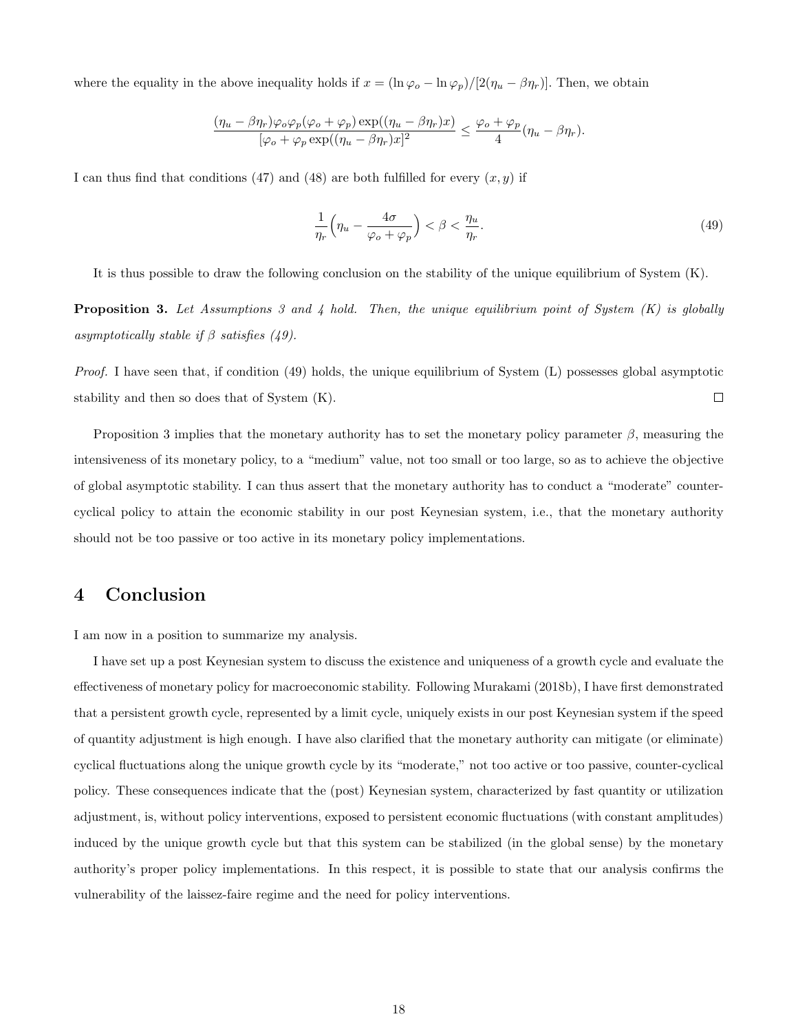where the equality in the above inequality holds if $x = (\ln \varphi_o - \ln \varphi_p)/[2(\eta_u - \beta\eta_r)]$. Then, we obtain

$$\frac{(\eta_u - \beta\eta_r)\varphi_o\varphi_p(\varphi_o + \varphi_p)\exp((\eta_u - \beta\eta_r)x)}{[\varphi_o + \varphi_p \exp((\eta_u - \beta\eta_r)x]^2} \leq \frac{\varphi_o + \varphi_p}{4}(\eta_u - \beta\eta_r).$$

I can thus find that conditions (47) and (48) are both fulfilled for every $(x, y)$ if

$$\frac{1}{\eta_r}\Big(\eta_u - \frac{4\sigma}{\varphi_o + \varphi_p}\Big) < \beta < \frac{\eta_u}{\eta_r}. \tag{49}$$

It is thus possible to draw the following conclusion on the stability of the unique equilibrium of System (K).

**Proposition 3.** *Let Assumptions 3 and 4 hold. Then, the unique equilibrium point of System (K) is globally asymptotically stable if $\beta$ satisfies (49).*

*Proof.* I have seen that, if condition (49) holds, the unique equilibrium of System (L) possesses global asymptotic stability and then so does that of System (K). □

Proposition 3 implies that the monetary authority has to set the monetary policy parameter $\beta$, measuring the intensiveness of its monetary policy, to a "medium" value, not too small or too large, so as to achieve the objective of global asymptotic stability. I can thus assert that the monetary authority has to conduct a "moderate" counter-cyclical policy to attain the economic stability in our post Keynesian system, i.e., that the monetary authority should not be too passive or too active in its monetary policy implementations.

## 4 Conclusion

I am now in a position to summarize my analysis.

I have set up a post Keynesian system to discuss the existence and uniqueness of a growth cycle and evaluate the effectiveness of monetary policy for macroeconomic stability. Following Murakami (2018b), I have first demonstrated that a persistent growth cycle, represented by a limit cycle, uniquely exists in our post Keynesian system if the speed of quantity adjustment is high enough. I have also clarified that the monetary authority can mitigate (or eliminate) cyclical fluctuations along the unique growth cycle by its "moderate," not too active or too passive, counter-cyclical policy. These consequences indicate that the (post) Keynesian system, characterized by fast quantity or utilization adjustment, is, without policy interventions, exposed to persistent economic fluctuations (with constant amplitudes) induced by the unique growth cycle but that this system can be stabilized (in the global sense) by the monetary authority's proper policy implementations. In this respect, it is possible to state that our analysis confirms the vulnerability of the laissez-faire regime and the need for policy interventions.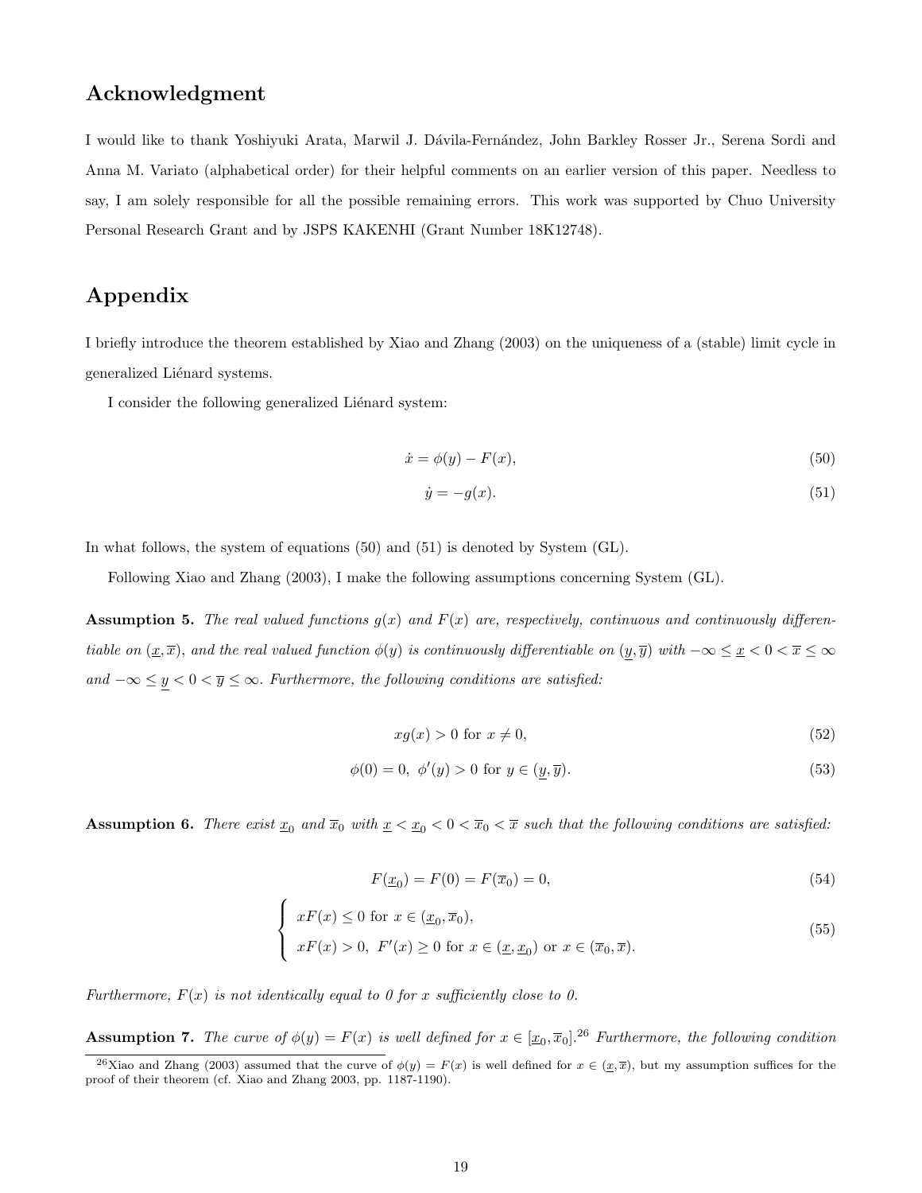## Acknowledgment

I would like to thank Yoshiyuki Arata, Marwil J. Dávila-Fernández, John Barkley Rosser Jr., Serena Sordi and Anna M. Variato (alphabetical order) for their helpful comments on an earlier version of this paper. Needless to say, I am solely responsible for all the possible remaining errors. This work was supported by Chuo University Personal Research Grant and by JSPS KAKENHI (Grant Number 18K12748).

## Appendix

I briefly introduce the theorem established by Xiao and Zhang (2003) on the uniqueness of a (stable) limit cycle in generalized Liénard systems.

I consider the following generalized Liénard system:

$$\dot{x} = \phi(y) - F(x), \tag{50}$$

$$\dot{y} = -g(x). \tag{51}$$

In what follows, the system of equations (50) and (51) is denoted by System (GL).

Following Xiao and Zhang (2003), I make the following assumptions concerning System (GL).

**Assumption 5.** *The real valued functions $g(x)$ and $F(x)$ are, respectively, continuous and continuously differentiable on $(\underline{x}, \overline{x})$, and the real valued function $\phi(y)$ is continuously differentiable on $(\underline{y}, \overline{y})$ with $-\infty \leq \underline{x} < 0 < \overline{x} \leq \infty$ and $-\infty \leq \underline{y} < 0 < \overline{y} \leq \infty$. Furthermore, the following conditions are satisfied:*

$$xg(x) > 0 \text{ for } x \neq 0, \tag{52}$$

$$\phi(0) = 0, \ \phi'(y) > 0 \text{ for } y \in (\underline{y}, \overline{y}). \tag{53}$$

**Assumption 6.** *There exist $\underline{x}_0$ and $\overline{x}_0$ with $\underline{x} < \underline{x}_0 < 0 < \overline{x}_0 < \overline{x}$ such that the following conditions are satisfied:*

$$F(\underline{x}_0) = F(0) = F(\overline{x}_0) = 0, \tag{54}$$

$$\begin{cases} xF(x) \leq 0 \text{ for } x \in (\underline{x}_0, \overline{x}_0), \\ xF(x) > 0, \ F'(x) \geq 0 \text{ for } x \in (\underline{x}, \underline{x}_0) \text{ or } x \in (\overline{x}_0, \overline{x}). \end{cases} \tag{55}$$

*Furthermore, $F(x)$ is not identically equal to 0 for $x$ sufficiently close to 0.*

**Assumption 7.** *The curve of $\phi(y) = F(x)$ is well defined for $x \in [\underline{x}_0, \overline{x}_0]$.*[26] *Furthermore, the following condition*

[26] Xiao and Zhang (2003) assumed that the curve of $\phi(y) = F(x)$ is well defined for $x \in (\underline{x}, \overline{x})$, but my assumption suffices for the proof of their theorem (cf. Xiao and Zhang 2003, pp. 1187-1190).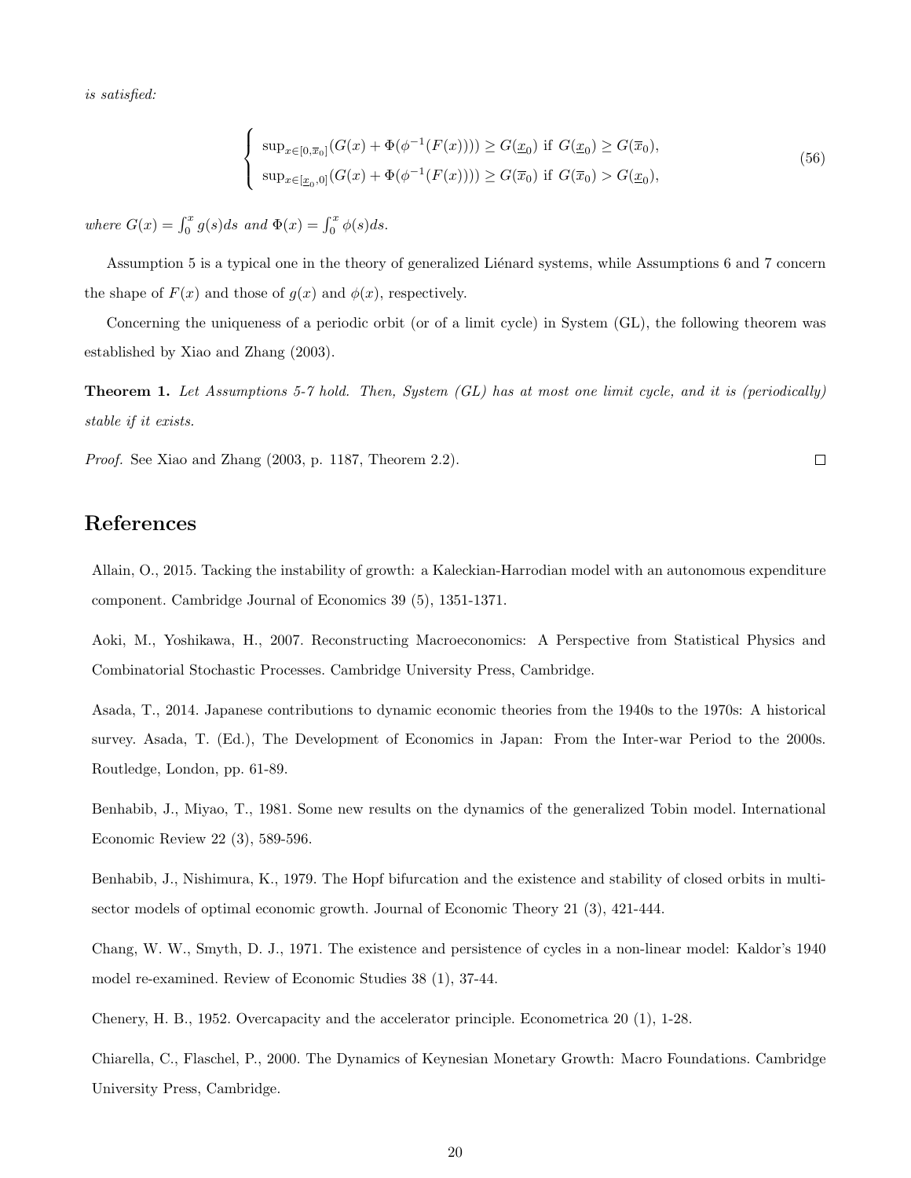*is satisfied:*

$$
\begin{cases}
\sup_{x\in[0,\overline{x}_0]}(G(x)+\Phi(\phi^{-1}(F(x)))) \geq G(\underline{x}_0) \text{ if } G(\underline{x}_0) \geq G(\overline{x}_0), \\
\sup_{x\in[\underline{x}_0,0]}(G(x)+\Phi(\phi^{-1}(F(x)))) \geq G(\overline{x}_0) \text{ if } G(\overline{x}_0) > G(\underline{x}_0),
\end{cases}
\tag{56}
$$

*where* $G(x) = \int_0^x g(s)ds$ *and* $\Phi(x) = \int_0^x \phi(s)ds$.

Assumption 5 is a typical one in the theory of generalized Liénard systems, while Assumptions 6 and 7 concern the shape of $F(x)$ and those of $g(x)$ and $\phi(x)$, respectively.

Concerning the uniqueness of a periodic orbit (or of a limit cycle) in System (GL), the following theorem was established by Xiao and Zhang (2003).

**Theorem 1.** *Let Assumptions 5-7 hold. Then, System (GL) has at most one limit cycle, and it is (periodically) stable if it exists.*

*Proof.* See Xiao and Zhang (2003, p. 1187, Theorem 2.2). □

## References

Allain, O., 2015. Tacking the instability of growth: a Kaleckian-Harrodian model with an autonomous expenditure component. Cambridge Journal of Economics 39 (5), 1351-1371.

Aoki, M., Yoshikawa, H., 2007. Reconstructing Macroeconomics: A Perspective from Statistical Physics and Combinatorial Stochastic Processes. Cambridge University Press, Cambridge.

Asada, T., 2014. Japanese contributions to dynamic economic theories from the 1940s to the 1970s: A historical survey. Asada, T. (Ed.), The Development of Economics in Japan: From the Inter-war Period to the 2000s. Routledge, London, pp. 61-89.

Benhabib, J., Miyao, T., 1981. Some new results on the dynamics of the generalized Tobin model. International Economic Review 22 (3), 589-596.

Benhabib, J., Nishimura, K., 1979. The Hopf bifurcation and the existence and stability of closed orbits in multi-sector models of optimal economic growth. Journal of Economic Theory 21 (3), 421-444.

Chang, W. W., Smyth, D. J., 1971. The existence and persistence of cycles in a non-linear model: Kaldor's 1940 model re-examined. Review of Economic Studies 38 (1), 37-44.

Chenery, H. B., 1952. Overcapacity and the accelerator principle. Econometrica 20 (1), 1-28.

Chiarella, C., Flaschel, P., 2000. The Dynamics of Keynesian Monetary Growth: Macro Foundations. Cambridge University Press, Cambridge.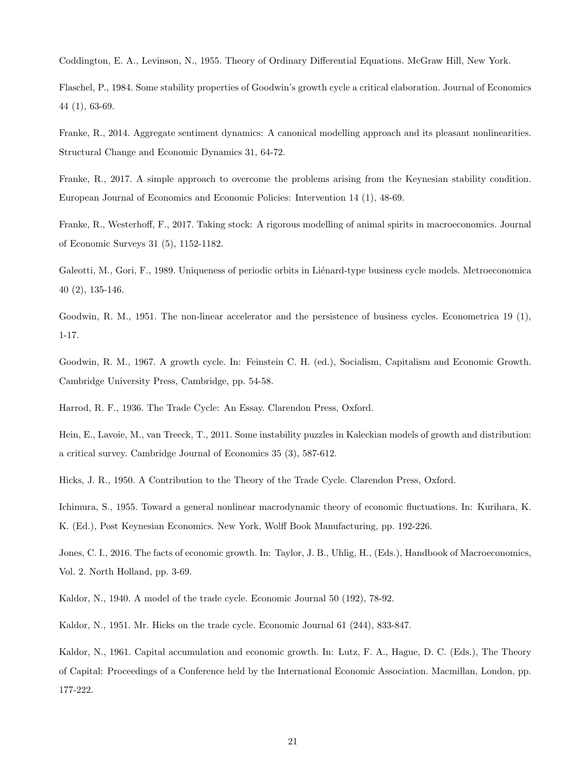Coddington, E. A., Levinson, N., 1955. Theory of Ordinary Differential Equations. McGraw Hill, New York.

Flaschel, P., 1984. Some stability properties of Goodwin's growth cycle a critical elaboration. Journal of Economics 44 (1), 63-69.

Franke, R., 2014. Aggregate sentiment dynamics: A canonical modelling approach and its pleasant nonlinearities. Structural Change and Economic Dynamics 31, 64-72.

Franke, R., 2017. A simple approach to overcome the problems arising from the Keynesian stability condition. European Journal of Economics and Economic Policies: Intervention 14 (1), 48-69.

Franke, R., Westerhoff, F., 2017. Taking stock: A rigorous modelling of animal spirits in macroeconomics. Journal of Economic Surveys 31 (5), 1152-1182.

Galeotti, M., Gori, F., 1989. Uniqueness of periodic orbits in Liénard-type business cycle models. Metroeconomica 40 (2), 135-146.

Goodwin, R. M., 1951. The non-linear accelerator and the persistence of business cycles. Econometrica 19 (1), 1-17.

Goodwin, R. M., 1967. A growth cycle. In: Feinstein C. H. (ed.), Socialism, Capitalism and Economic Growth. Cambridge University Press, Cambridge, pp. 54-58.

Harrod, R. F., 1936. The Trade Cycle: An Essay. Clarendon Press, Oxford.

Hein, E., Lavoie, M., van Treeck, T., 2011. Some instability puzzles in Kaleckian models of growth and distribution: a critical survey. Cambridge Journal of Economics 35 (3), 587-612.

Hicks, J. R., 1950. A Contribution to the Theory of the Trade Cycle. Clarendon Press, Oxford.

Ichimura, S., 1955. Toward a general nonlinear macrodynamic theory of economic fluctuations. In: Kurihara, K. K. (Ed.), Post Keynesian Economics. New York, Wolff Book Manufacturing, pp. 192-226.

Jones, C. I., 2016. The facts of economic growth. In: Taylor, J. B., Uhlig, H., (Eds.), Handbook of Macroeconomics, Vol. 2. North Holland, pp. 3-69.

Kaldor, N., 1940. A model of the trade cycle. Economic Journal 50 (192), 78-92.

Kaldor, N., 1951. Mr. Hicks on the trade cycle. Economic Journal 61 (244), 833-847.

Kaldor, N., 1961. Capital accumulation and economic growth. In: Lutz, F. A., Hague, D. C. (Eds.), The Theory of Capital: Proceedings of a Conference held by the International Economic Association. Macmillan, London, pp. 177-222.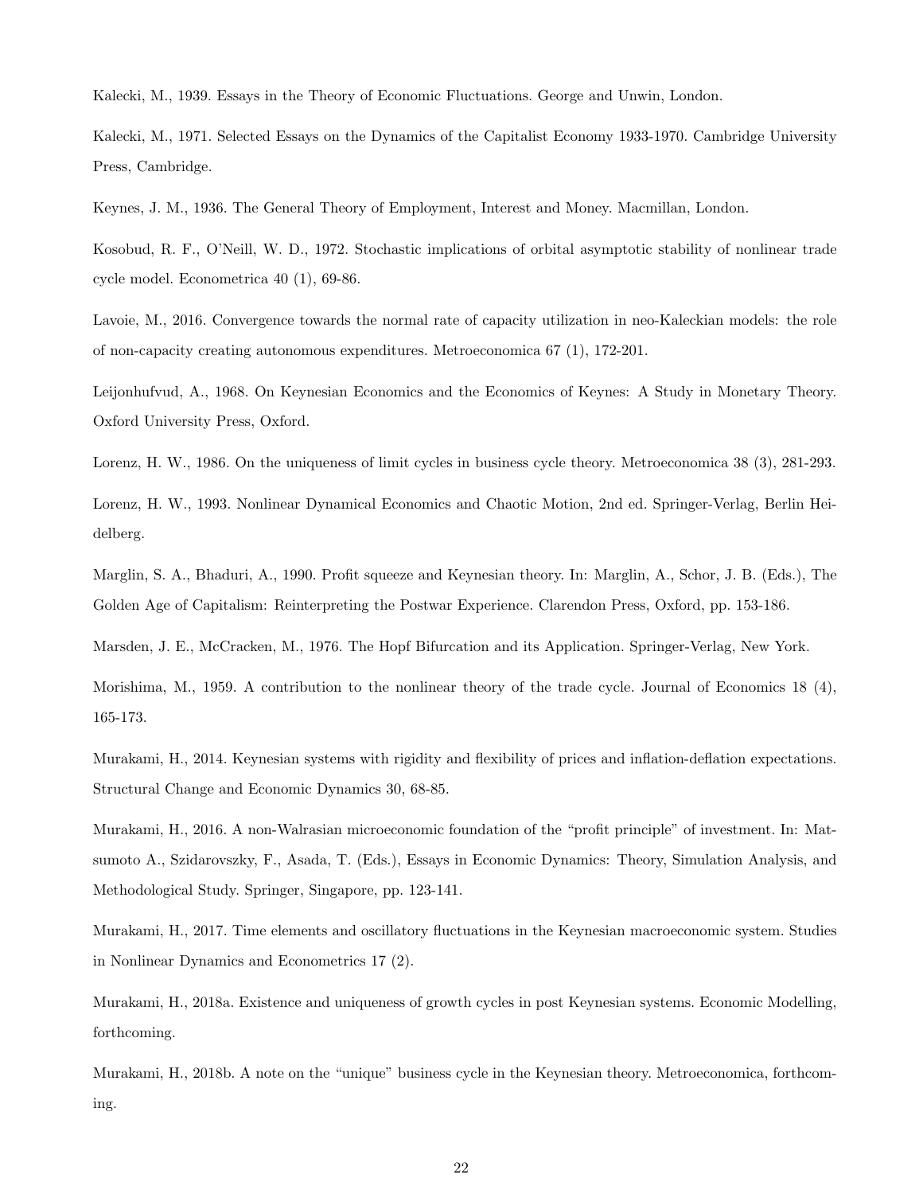Kalecki, M., 1939. Essays in the Theory of Economic Fluctuations. George and Unwin, London.

Kalecki, M., 1971. Selected Essays on the Dynamics of the Capitalist Economy 1933-1970. Cambridge University Press, Cambridge.

Keynes, J. M., 1936. The General Theory of Employment, Interest and Money. Macmillan, London.

Kosobud, R. F., O'Neill, W. D., 1972. Stochastic implications of orbital asymptotic stability of nonlinear trade cycle model. Econometrica 40 (1), 69-86.

Lavoie, M., 2016. Convergence towards the normal rate of capacity utilization in neo-Kaleckian models: the role of non-capacity creating autonomous expenditures. Metroeconomica 67 (1), 172-201.

Leijonhufvud, A., 1968. On Keynesian Economics and the Economics of Keynes: A Study in Monetary Theory. Oxford University Press, Oxford.

Lorenz, H. W., 1986. On the uniqueness of limit cycles in business cycle theory. Metroeconomica 38 (3), 281-293.

Lorenz, H. W., 1993. Nonlinear Dynamical Economics and Chaotic Motion, 2nd ed. Springer-Verlag, Berlin Heidelberg.

Marglin, S. A., Bhaduri, A., 1990. Profit squeeze and Keynesian theory. In: Marglin, A., Schor, J. B. (Eds.), The Golden Age of Capitalism: Reinterpreting the Postwar Experience. Clarendon Press, Oxford, pp. 153-186.

Marsden, J. E., McCracken, M., 1976. The Hopf Bifurcation and its Application. Springer-Verlag, New York.

Morishima, M., 1959. A contribution to the nonlinear theory of the trade cycle. Journal of Economics 18 (4), 165-173.

Murakami, H., 2014. Keynesian systems with rigidity and flexibility of prices and inflation-deflation expectations. Structural Change and Economic Dynamics 30, 68-85.

Murakami, H., 2016. A non-Walrasian microeconomic foundation of the "profit principle" of investment. In: Matsumoto A., Szidarovszky, F., Asada, T. (Eds.), Essays in Economic Dynamics: Theory, Simulation Analysis, and Methodological Study. Springer, Singapore, pp. 123-141.

Murakami, H., 2017. Time elements and oscillatory fluctuations in the Keynesian macroeconomic system. Studies in Nonlinear Dynamics and Econometrics 17 (2).

Murakami, H., 2018a. Existence and uniqueness of growth cycles in post Keynesian systems. Economic Modelling, forthcoming.

Murakami, H., 2018b. A note on the "unique" business cycle in the Keynesian theory. Metroeconomica, forthcoming.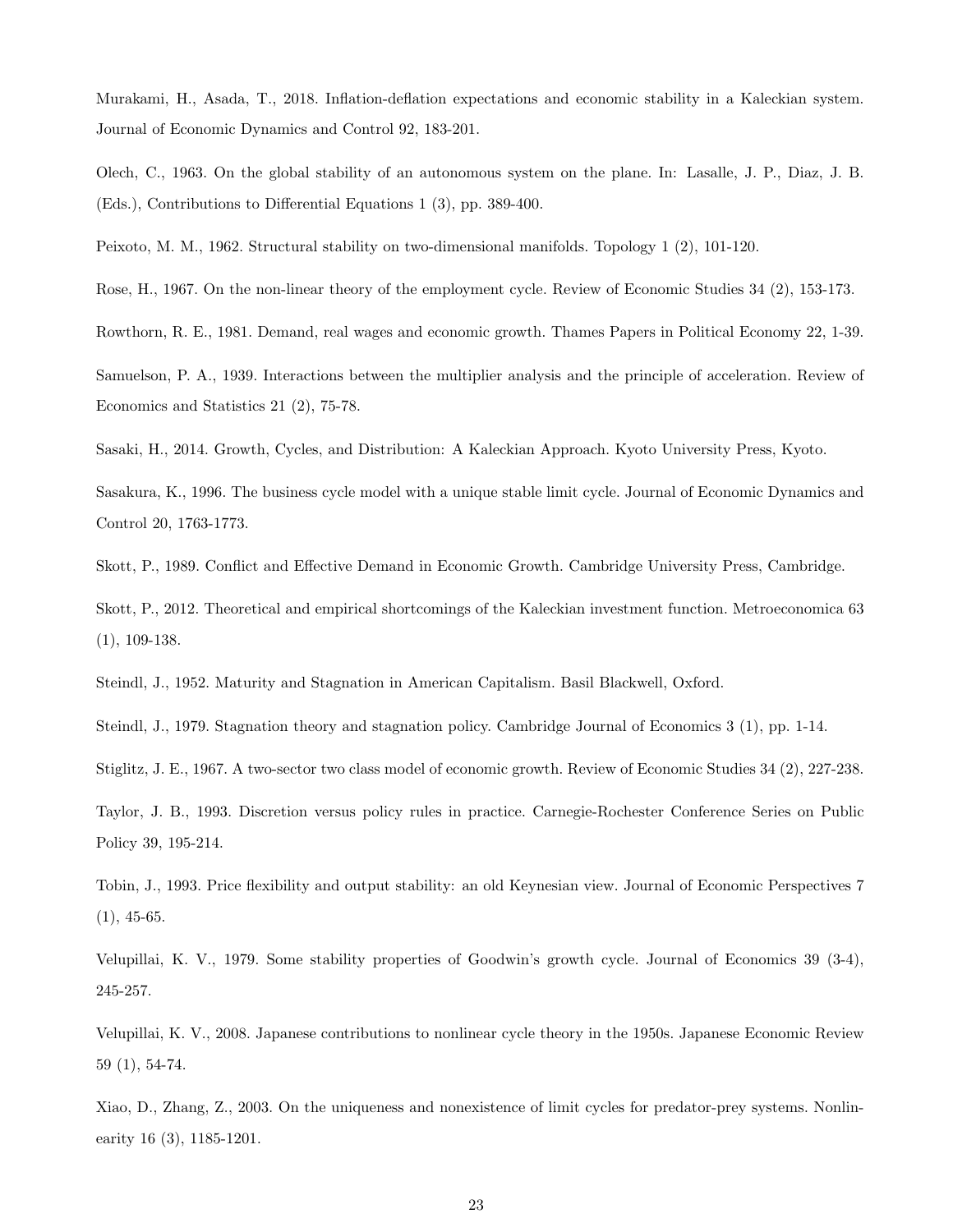Murakami, H., Asada, T., 2018. Inflation-deflation expectations and economic stability in a Kaleckian system. Journal of Economic Dynamics and Control 92, 183-201.

Olech, C., 1963. On the global stability of an autonomous system on the plane. In: Lasalle, J. P., Diaz, J. B. (Eds.), Contributions to Differential Equations 1 (3), pp. 389-400.

Peixoto, M. M., 1962. Structural stability on two-dimensional manifolds. Topology 1 (2), 101-120.

Rose, H., 1967. On the non-linear theory of the employment cycle. Review of Economic Studies 34 (2), 153-173.

Rowthorn, R. E., 1981. Demand, real wages and economic growth. Thames Papers in Political Economy 22, 1-39.

Samuelson, P. A., 1939. Interactions between the multiplier analysis and the principle of acceleration. Review of Economics and Statistics 21 (2), 75-78.

Sasaki, H., 2014. Growth, Cycles, and Distribution: A Kaleckian Approach. Kyoto University Press, Kyoto.

Sasakura, K., 1996. The business cycle model with a unique stable limit cycle. Journal of Economic Dynamics and Control 20, 1763-1773.

Skott, P., 1989. Conflict and Effective Demand in Economic Growth. Cambridge University Press, Cambridge.

Skott, P., 2012. Theoretical and empirical shortcomings of the Kaleckian investment function. Metroeconomica 63 (1), 109-138.

Steindl, J., 1952. Maturity and Stagnation in American Capitalism. Basil Blackwell, Oxford.

Steindl, J., 1979. Stagnation theory and stagnation policy. Cambridge Journal of Economics 3 (1), pp. 1-14.

Stiglitz, J. E., 1967. A two-sector two class model of economic growth. Review of Economic Studies 34 (2), 227-238.

Taylor, J. B., 1993. Discretion versus policy rules in practice. Carnegie-Rochester Conference Series on Public Policy 39, 195-214.

Tobin, J., 1993. Price flexibility and output stability: an old Keynesian view. Journal of Economic Perspectives 7 (1), 45-65.

Velupillai, K. V., 1979. Some stability properties of Goodwin's growth cycle. Journal of Economics 39 (3-4), 245-257.

Velupillai, K. V., 2008. Japanese contributions to nonlinear cycle theory in the 1950s. Japanese Economic Review 59 (1), 54-74.

Xiao, D., Zhang, Z., 2003. On the uniqueness and nonexistence of limit cycles for predator-prey systems. Nonlinearity 16 (3), 1185-1201.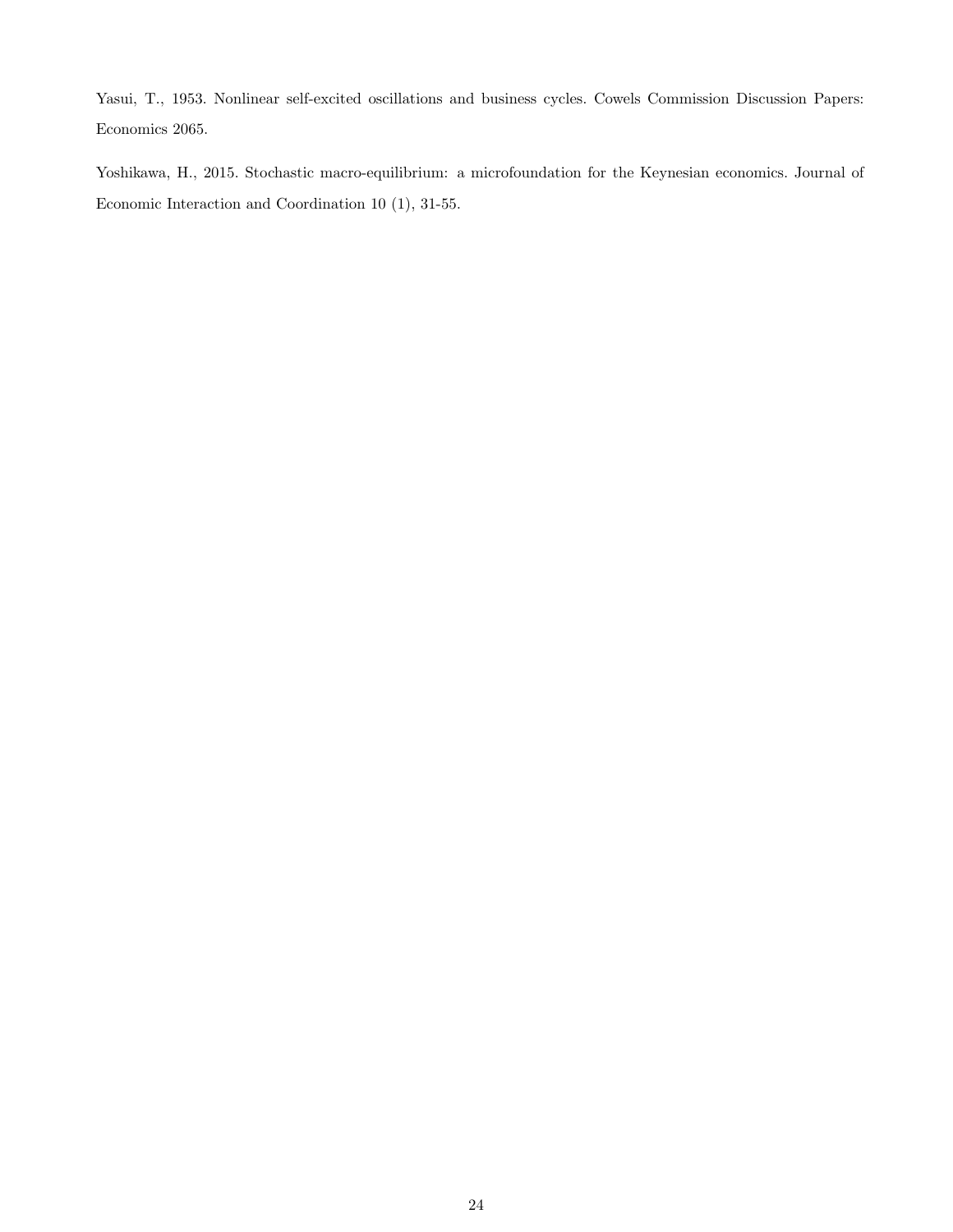Yasui, T., 1953. Nonlinear self-excited oscillations and business cycles. Cowels Commission Discussion Papers: Economics 2065.

Yoshikawa, H., 2015. Stochastic macro-equilibrium: a microfoundation for the Keynesian economics. Journal of Economic Interaction and Coordination 10 (1), 31-55.